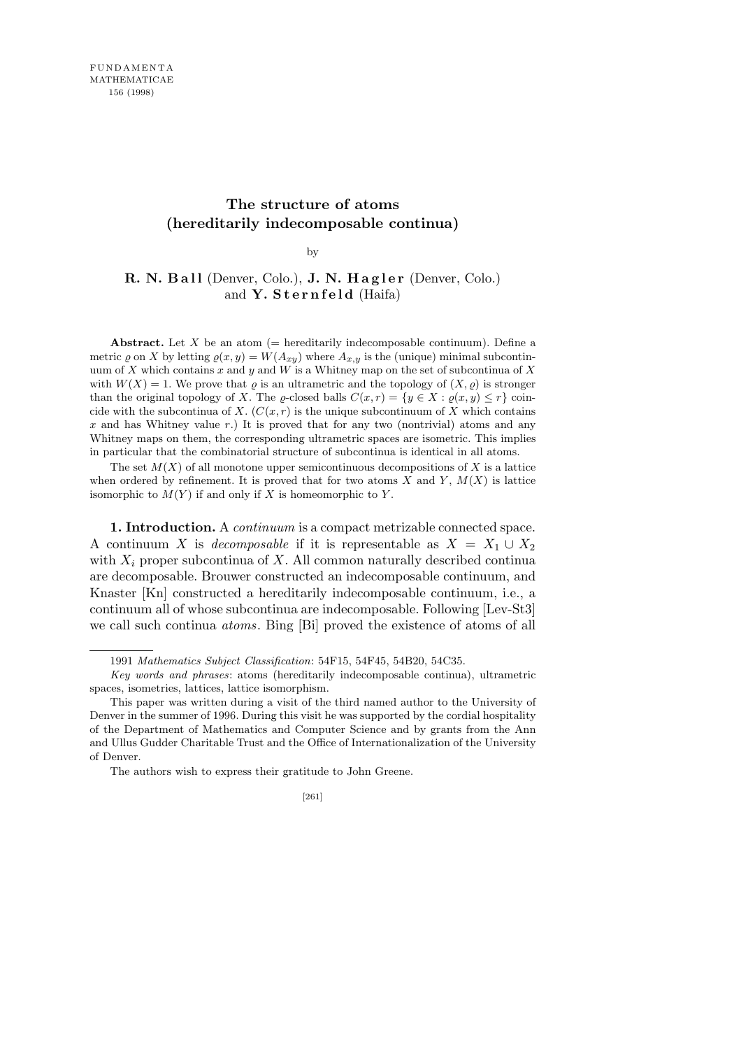# The structure of atoms (hereditarily indecomposable continua)

by

**R. N. Ball** (Denver, Colo.), **J. N. Hagler** (Denver, Colo.) and **Y. Sternfeld** (Haifa)

**Abstract.** Let $X$ be an atom (= hereditarily indecomposable continuum). Define a metric $\varrho$ on $X$ by letting $\varrho(x, y) = W(A_{xy})$ where $A_{x,y}$ is the (unique) minimal subcontinuum of $X$ which contains $x$ and $y$ and $W$ is a Whitney map on the set of subcontinua of $X$ with $W(X) = 1$. We prove that $\varrho$ is an ultrametric and the topology of $(X, \varrho)$ is stronger than the original topology of $X$. The $\varrho$-closed balls $C(x, r) = \{y \in X : \varrho(x, y) \le r\}$ coincide with the subcontinua of $X$. ($C(x, r)$ is the unique subcontinuum of $X$ which contains $x$ and has Whitney value $r$.) It is proved that for any two (nontrivial) atoms and any Whitney maps on them, the corresponding ultrametric spaces are isometric. This implies in particular that the combinatorial structure of subcontinua is identical in all atoms.

The set $M(X)$ of all monotone upper semicontinuous decompositions of $X$ is a lattice when ordered by refinement. It is proved that for two atoms $X$ and $Y$, $M(X)$ is lattice isomorphic to $M(Y)$ if and only if $X$ is homeomorphic to $Y$.

**1. Introduction.** A *continuum* is a compact metrizable connected space. A continuum $X$ is *decomposable* if it is representable as $X = X_1 \cup X_2$ with $X_i$ proper subcontinua of $X$. All common naturally described continua are decomposable. Brouwer constructed an indecomposable continuum, and Knaster [Kn] constructed a hereditarily indecomposable continuum, i.e., a continuum all of whose subcontinua are indecomposable. Following [Lev-St3] we call such continua *atoms*. Bing [Bi] proved the existence of atoms of all

---

1991 *Mathematics Subject Classification*: 54F15, 54F45, 54B20, 54C35.

*Key words and phrases*: atoms (hereditarily indecomposable continua), ultrametric spaces, isometries, lattices, lattice isomorphism.

This paper was written during a visit of the third named author to the University of Denver in the summer of 1996. During this visit he was supported by the cordial hospitality of the Department of Mathematics and Computer Science and by grants from the Ann and Ullus Gudder Charitable Trust and the Office of Internationalization of the University of Denver.

The authors wish to express their gratitude to John Greene.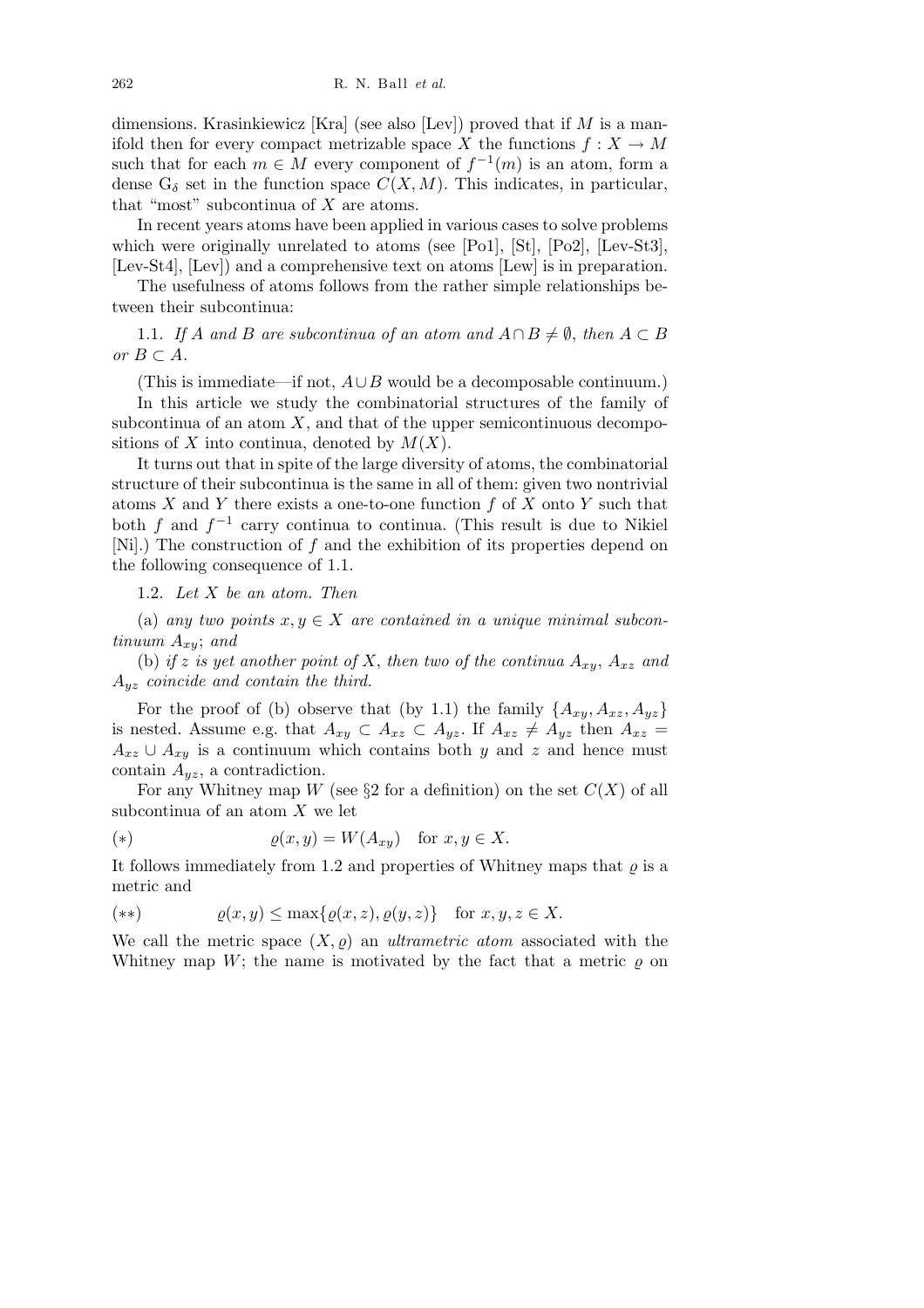dimensions. Krasinkiewicz [Kra] (see also [Lev]) proved that if $M$ is a manifold then for every compact metrizable space $X$ the functions $f : X \to M$ such that for each $m \in M$ every component of $f^{-1}(m)$ is an atom, form a dense $G_\delta$ set in the function space $C(X, M)$. This indicates, in particular, that "most" subcontinua of $X$ are atoms.

In recent years atoms have been applied in various cases to solve problems which were originally unrelated to atoms (see [Po1], [St], [Po2], [Lev-St3], [Lev-St4], [Lev]) and a comprehensive text on atoms [Lew] is in preparation.

The usefulness of atoms follows from the rather simple relationships between their subcontinua:

1.1. *If $A$ and $B$ are subcontinua of an atom and $A \cap B \neq \emptyset$, then $A \subset B$ or $B \subset A$.*

(This is immediate—if not, $A \cup B$ would be a decomposable continuum.)

In this article we study the combinatorial structures of the family of subcontinua of an atom $X$, and that of the upper semicontinuous decompositions of $X$ into continua, denoted by $M(X)$.

It turns out that in spite of the large diversity of atoms, the combinatorial structure of their subcontinua is the same in all of them: given two nontrivial atoms $X$ and $Y$ there exists a one-to-one function $f$ of $X$ onto $Y$ such that both $f$ and $f^{-1}$ carry continua to continua. (This result is due to Nikiel [Ni].) The construction of $f$ and the exhibition of its properties depend on the following consequence of 1.1.

1.2. *Let $X$ be an atom. Then*

(a) *any two points $x, y \in X$ are contained in a unique minimal subcontinuum $A_{xy}$; and*

(b) *if $z$ is yet another point of $X$, then two of the continua $A_{xy}$, $A_{xz}$ and $A_{yz}$ coincide and contain the third.*

For the proof of (b) observe that (by 1.1) the family $\{A_{xy}, A_{xz}, A_{yz}\}$ is nested. Assume e.g. that $A_{xy} \subset A_{xz} \subset A_{yz}$. If $A_{xz} \neq A_{yz}$ then $A_{xz} = A_{xz} \cup A_{xy}$ is a continuum which contains both $y$ and $z$ and hence must contain $A_{yz}$, a contradiction.

For any Whitney map $W$ (see §2 for a definition) on the set $C(X)$ of all subcontinua of an atom $X$ we let

$$(*) \qquad \varrho(x, y) = W(A_{xy}) \quad \text{for } x, y \in X.$$

It follows immediately from 1.2 and properties of Whitney maps that $\varrho$ is a metric and

$$(**) \qquad \varrho(x, y) \leq \max\{\varrho(x, z), \varrho(y, z)\} \quad \text{for } x, y, z \in X.$$

We call the metric space $(X, \varrho)$ an *ultrametric atom* associated with the Whitney map $W$; the name is motivated by the fact that a metric $\varrho$ on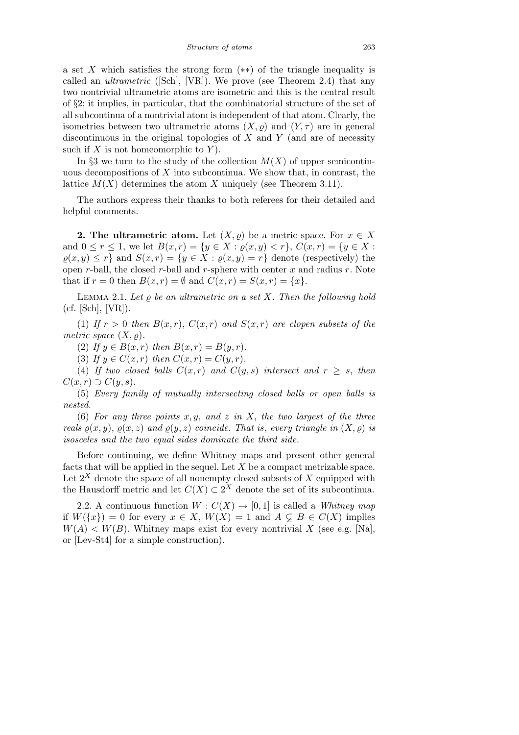a set $X$ which satisfies the strong form $(**)$ of the triangle inequality is called an *ultrametric* ([Sch], [VR]). We prove (see Theorem 2.4) that any two nontrivial ultrametric atoms are isometric and this is the central result of §2; it implies, in particular, that the combinatorial structure of the set of all subcontinua of a nontrivial atom is independent of that atom. Clearly, the isometries between two ultrametric atoms $(X, \varrho)$ and $(Y, \tau)$ are in general discontinuous in the original topologies of $X$ and $Y$ (and are of necessity such if $X$ is not homeomorphic to $Y$).

In §3 we turn to the study of the collection $M(X)$ of upper semicontinuous decompositions of $X$ into subcontinua. We show that, in contrast, the lattice $M(X)$ determines the atom $X$ uniquely (see Theorem 3.11).

The authors express their thanks to both referees for their detailed and helpful comments.

**2. The ultrametric atom.** Let $(X, \varrho)$ be a metric space. For $x \in X$ and $0 \le r \le 1$, we let $B(x,r) = \{y \in X : \varrho(x,y) < r\}$, $C(x,r) = \{y \in X : \varrho(x,y) \le r\}$ and $S(x,r) = \{y \in X : \varrho(x,y) = r\}$ denote (respectively) the open $r$-ball, the closed $r$-ball and $r$-sphere with center $x$ and radius $r$. Note that if $r = 0$ then $B(x,r) = \emptyset$ and $C(x,r) = S(x,r) = \{x\}$.

LEMMA 2.1. *Let $\varrho$ be an ultrametric on a set $X$. Then the following hold* (cf. [Sch], [VR]).

(1) *If $r > 0$ then $B(x,r)$, $C(x,r)$ and $S(x,r)$ are clopen subsets of the metric space $(X, \varrho)$.*

(2) *If $y \in B(x,r)$ then $B(x,r) = B(y,r)$.*

(3) *If $y \in C(x,r)$ then $C(x,r) = C(y,r)$.*

(4) *If two closed balls $C(x,r)$ and $C(y,s)$ intersect and $r \ge s$, then $C(x,r) \supset C(y,s)$.*

(5) *Every family of mutually intersecting closed balls or open balls is nested.*

(6) *For any three points $x, y$, and $z$ in $X$, the two largest of the three reals $\varrho(x,y)$, $\varrho(x,z)$ and $\varrho(y,z)$ coincide. That is, every triangle in $(X, \varrho)$ is isosceles and the two equal sides dominate the third side.*

Before continuing, we define Whitney maps and present other general facts that will be applied in the sequel. Let $X$ be a compact metrizable space. Let $2^X$ denote the space of all nonempty closed subsets of $X$ equipped with the Hausdorff metric and let $C(X) \subset 2^X$ denote the set of its subcontinua.

2.2. A continuous function $W : C(X) \to [0,1]$ is called a *Whitney map* if $W(\{x\}) = 0$ for every $x \in X$, $W(X) = 1$ and $A \subsetneq B \in C(X)$ implies $W(A) < W(B)$. Whitney maps exist for every nontrivial $X$ (see e.g. [Na], or [Lev-St4] for a simple construction).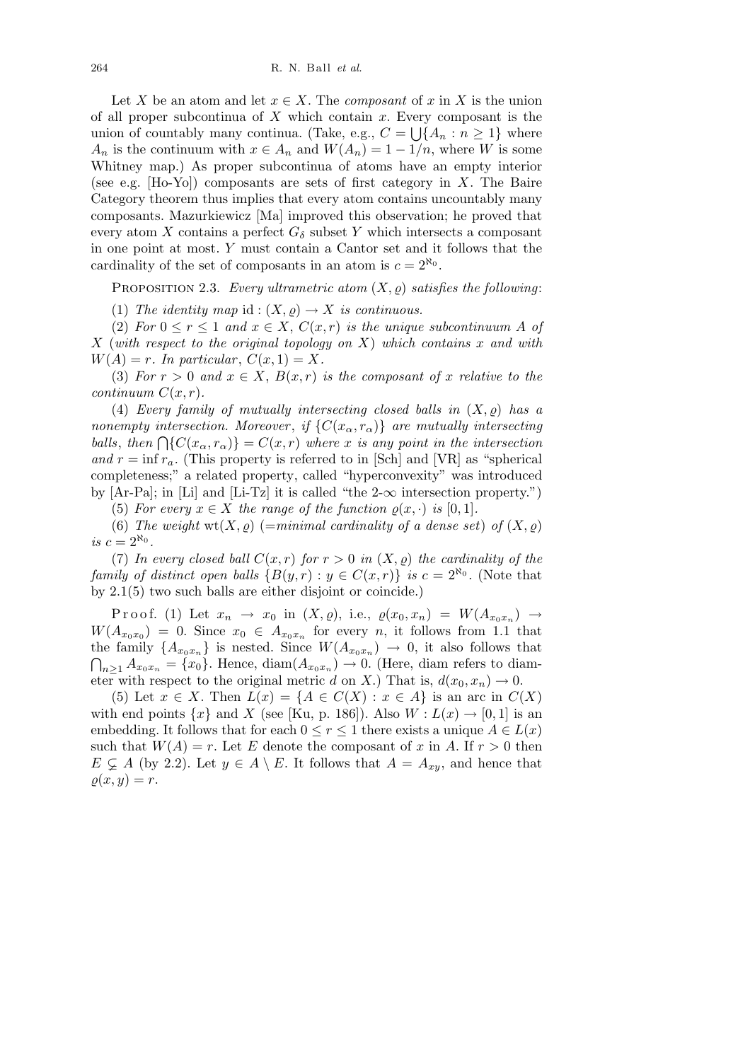Let $X$ be an atom and let $x \in X$. The *composant* of $x$ in $X$ is the union of all proper subcontinua of $X$ which contain $x$. Every composant is the union of countably many continua. (Take, e.g., $C = \bigcup\{A_n : n \geq 1\}$ where $A_n$ is the continuum with $x \in A_n$ and $W(A_n) = 1 - 1/n$, where $W$ is some Whitney map.) As proper subcontinua of atoms have an empty interior (see e.g. [Ho-Yo]) composants are sets of first category in $X$. The Baire Category theorem thus implies that every atom contains uncountably many composants. Mazurkiewicz [Ma] improved this observation; he proved that every atom $X$ contains a perfect $G_\delta$ subset $Y$ which intersects a composant in one point at most. $Y$ must contain a Cantor set and it follows that the cardinality of the set of composants in an atom is $c = 2^{\aleph_0}$.

PROPOSITION 2.3. *Every ultrametric atom $(X, \varrho)$ satisfies the following*:

(1) *The identity map* $\mathrm{id} : (X, \varrho) \to X$ *is continuous.*

(2) *For $0 \leq r \leq 1$ and $x \in X$, $C(x, r)$ is the unique subcontinuum $A$ of $X$ (with respect to the original topology on $X$) which contains $x$ and with $W(A) = r$. In particular, $C(x, 1) = X$.*

(3) *For $r > 0$ and $x \in X$, $B(x, r)$ is the composant of $x$ relative to the continuum $C(x, r)$.*

(4) *Every family of mutually intersecting closed balls in $(X, \varrho)$ has a nonempty intersection. Moreover, if $\{C(x_\alpha, r_\alpha)\}$ are mutually intersecting balls, then $\bigcap\{C(x_\alpha, r_\alpha)\} = C(x, r)$ where $x$ is any point in the intersection and $r = \inf r_a$.* (This property is referred to in [Sch] and [VR] as "spherical completeness;" a related property, called "hyperconvexity" was introduced by [Ar-Pa]; in [Li] and [Li-Tz] it is called "the 2-$\infty$ intersection property.")

(5) *For every $x \in X$ the range of the function $\varrho(x, \cdot)$ is $[0, 1]$.*

(6) *The weight* $\mathrm{wt}(X, \varrho)$ (=*minimal cardinality of a dense set*) *of $(X, \varrho)$ is $c = 2^{\aleph_0}$.*

(7) *In every closed ball $C(x, r)$ for $r > 0$ in $(X, \varrho)$ the cardinality of the family of distinct open balls $\{B(y, r) : y \in C(x, r)\}$ is $c = 2^{\aleph_0}$.* (Note that by 2.1(5) two such balls are either disjoint or coincide.)

Proof. (1) Let $x_n \to x_0$ in $(X, \varrho)$, i.e., $\varrho(x_0, x_n) = W(A_{x_0 x_n}) \to W(A_{x_0 x_0}) = 0$. Since $x_0 \in A_{x_0 x_n}$ for every $n$, it follows from 1.1 that the family $\{A_{x_0 x_n}\}$ is nested. Since $W(A_{x_0 x_n}) \to 0$, it also follows that $\bigcap_{n \geq 1} A_{x_0 x_n} = \{x_0\}$. Hence, $\mathrm{diam}(A_{x_0 x_n}) \to 0$. (Here, diam refers to diameter with respect to the original metric $d$ on $X$.) That is, $d(x_0, x_n) \to 0$.

(5) Let $x \in X$. Then $L(x) = \{A \in C(X) : x \in A\}$ is an arc in $C(X)$ with end points $\{x\}$ and $X$ (see [Ku, p. 186]). Also $W : L(x) \to [0, 1]$ is an embedding. It follows that for each $0 \leq r \leq 1$ there exists a unique $A \in L(x)$ such that $W(A) = r$. Let $E$ denote the composant of $x$ in $A$. If $r > 0$ then $E \subsetneq A$ (by 2.2). Let $y \in A \setminus E$. It follows that $A = A_{xy}$, and hence that $\varrho(x, y) = r$.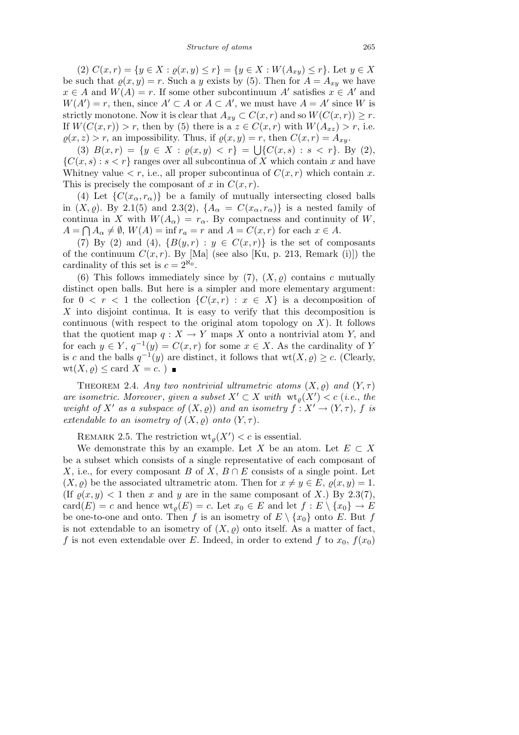(2) $C(x,r) = \{y \in X : \varrho(x,y) \le r\} = \{y \in X : W(A_{xy}) \le r\}$. Let $y \in X$ be such that $\varrho(x,y) = r$. Such a $y$ exists by (5). Then for $A = A_{xy}$ we have $x \in A$ and $W(A) = r$. If some other subcontinuum $A'$ satisfies $x \in A'$ and $W(A') = r$, then, since $A' \subset A$ or $A \subset A'$, we must have $A = A'$ since $W$ is strictly monotone. Now it is clear that $A_{xy} \subset C(x,r)$ and so $W(C(x,r)) \ge r$. If $W(C(x,r)) > r$, then by (5) there is a $z \in C(x,r)$ with $W(A_{xz}) > r$, i.e. $\varrho(x,z) > r$, an impossibility. Thus, if $\varrho(x,y) = r$, then $C(x,r) = A_{xy}$.

(3) $B(x,r) = \{y \in X : \varrho(x,y) < r\} = \bigcup\{C(x,s) : s < r\}$. By (2), $\{C(x,s) : s < r\}$ ranges over all subcontinua of $X$ which contain $x$ and have Whitney value $< r$, i.e., all proper subcontinua of $C(x,r)$ which contain $x$. This is precisely the composant of $x$ in $C(x,r)$.

(4) Let $\{C(x_\alpha, r_\alpha)\}$ be a family of mutually intersecting closed balls in $(X,\varrho)$. By 2.1(5) and 2.3(2), $\{A_\alpha = C(x_\alpha, r_\alpha)\}$ is a nested family of continua in $X$ with $W(A_\alpha) = r_\alpha$. By compactness and continuity of $W$, $A = \bigcap A_\alpha \ne \emptyset$, $W(A) = \inf r_a = r$ and $A = C(x,r)$ for each $x \in A$.

(7) By (2) and (4), $\{B(y,r) : y \in C(x,r)\}$ is the set of composants of the continuum $C(x,r)$. By [Ma] (see also [Ku, p. 213, Remark (i)]) the cardinality of this set is $c = 2^{\aleph_0}$.

(6) This follows immediately since by (7), $(X,\varrho)$ contains $c$ mutually distinct open balls. But here is a simpler and more elementary argument: for $0 < r < 1$ the collection $\{C(x,r) : x \in X\}$ is a decomposition of $X$ into disjoint continua. It is easy to verify that this decomposition is continuous (with respect to the original atom topology on $X$). It follows that the quotient map $q : X \to Y$ maps $X$ onto a nontrivial atom $Y$, and for each $y \in Y$, $q^{-1}(y) = C(x,r)$ for some $x \in X$. As the cardinality of $Y$ is $c$ and the balls $q^{-1}(y)$ are distinct, it follows that $\mathrm{wt}(X,\varrho) \ge c$. (Clearly, $\mathrm{wt}(X,\varrho) \le \mathrm{card}\, X = c$. ) ∎

Theorem 2.4. *Any two nontrivial ultrametric atoms $(X,\varrho)$ and $(Y,\tau)$ are isometric. Moreover, given a subset $X' \subset X$ with $\mathrm{wt}_\varrho(X') < c$ (i.e., the weight of $X'$ as a subspace of $(X,\varrho)$) and an isometry $f : X' \to (Y,\tau)$, $f$ is extendable to an isometry of $(X,\varrho)$ onto $(Y,\tau)$.*

Remark 2.5. The restriction $\mathrm{wt}_\varrho(X') < c$ is essential.

We demonstrate this by an example. Let $X$ be an atom. Let $E \subset X$ be a subset which consists of a single representative of each composant of $X$, i.e., for every composant $B$ of $X$, $B \cap E$ consists of a single point. Let $(X,\varrho)$ be the associated ultrametric atom. Then for $x \ne y \in E$, $\varrho(x,y) = 1$. (If $\varrho(x,y) < 1$ then $x$ and $y$ are in the same composant of $X$.) By 2.3(7), $\mathrm{card}(E) = c$ and hence $\mathrm{wt}_\varrho(E) = c$. Let $x_0 \in E$ and let $f : E \setminus \{x_0\} \to E$ be one-to-one and onto. Then $f$ is an isometry of $E \setminus \{x_0\}$ onto $E$. But $f$ is not extendable to an isometry of $(X,\varrho)$ onto itself. As a matter of fact, $f$ is not even extendable over $E$. Indeed, in order to extend $f$ to $x_0$, $f(x_0)$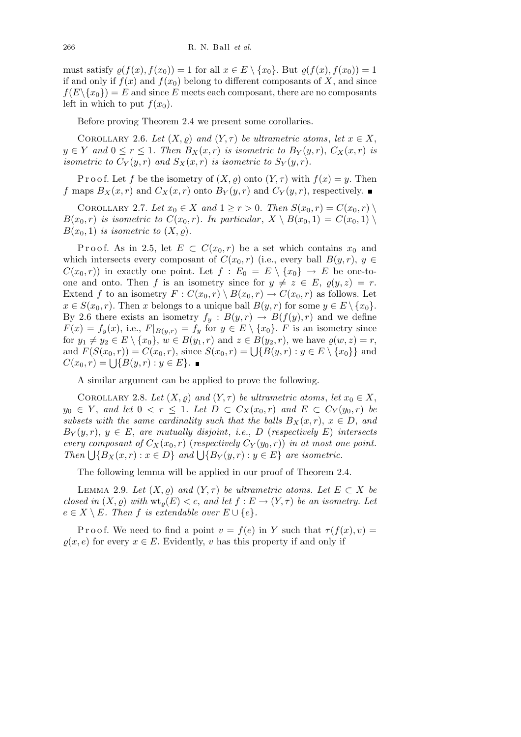must satisfy $\varrho(f(x), f(x_0)) = 1$ for all $x \in E \setminus \{x_0\}$. But $\varrho(f(x), f(x_0)) = 1$ if and only if $f(x)$ and $f(x_0)$ belong to different composants of $X$, and since $f(E \setminus \{x_0\}) = E$ and since $E$ meets each composant, there are no composants left in which to put $f(x_0)$.

Before proving Theorem 2.4 we present some corollaries.

Corollary 2.6. *Let $(X, \varrho)$ and $(Y, \tau)$ be ultrametric atoms, let $x \in X$, $y \in Y$ and $0 \le r \le 1$. Then $B_X(x, r)$ is isometric to $B_Y(y, r)$, $C_X(x, r)$ is isometric to $C_Y(y, r)$ and $S_X(x, r)$ is isometric to $S_Y(y, r)$.*

Proof. Let $f$ be the isometry of $(X, \varrho)$ onto $(Y, \tau)$ with $f(x) = y$. Then $f$ maps $B_X(x, r)$ and $C_X(x, r)$ onto $B_Y(y, r)$ and $C_Y(y, r)$, respectively. ■

Corollary 2.7. *Let $x_0 \in X$ and $1 \ge r > 0$. Then $S(x_0, r) = C(x_0, r) \setminus B(x_0, r)$ is isometric to $C(x_0, r)$. In particular, $X \setminus B(x_0, 1) = C(x_0, 1) \setminus B(x_0, 1)$ is isometric to $(X, \varrho)$.*

Proof. As in 2.5, let $E \subset C(x_0, r)$ be a set which contains $x_0$ and which intersects every composant of $C(x_0, r)$ (i.e., every ball $B(y, r)$, $y \in C(x_0, r)$) in exactly one point. Let $f : E_0 = E \setminus \{x_0\} \to E$ be one-to-one and onto. Then $f$ is an isometry since for $y \ne z \in E$, $\varrho(y, z) = r$. Extend $f$ to an isometry $F : C(x_0, r) \setminus B(x_0, r) \to C(x_0, r)$ as follows. Let $x \in S(x_0, r)$. Then $x$ belongs to a unique ball $B(y, r)$ for some $y \in E \setminus \{x_0\}$. By 2.6 there exists an isometry $f_y : B(y, r) \to B(f(y), r)$ and we define $F(x) = f_y(x)$, i.e., $F|_{B(y,r)} = f_y$ for $y \in E \setminus \{x_0\}$. $F$ is an isometry since for $y_1 \ne y_2 \in E \setminus \{x_0\}$, $w \in B(y_1, r)$ and $z \in B(y_2, r)$, we have $\varrho(w, z) = r$, and $F(S(x_0, r)) = C(x_0, r)$, since $S(x_0, r) = \bigcup\{B(y, r) : y \in E \setminus \{x_0\}\}$ and $C(x_0, r) = \bigcup\{B(y, r) : y \in E\}$. ■

A similar argument can be applied to prove the following.

Corollary 2.8. *Let $(X, \varrho)$ and $(Y, \tau)$ be ultrametric atoms, let $x_0 \in X$, $y_0 \in Y$, and let $0 < r \le 1$. Let $D \subset C_X(x_0, r)$ and $E \subset C_Y(y_0, r)$ be subsets with the same cardinality such that the balls $B_X(x, r)$, $x \in D$, and $B_Y(y, r)$, $y \in E$, are mutually disjoint, i.e., $D$ (respectively $E$) intersects every composant of $C_X(x_0, r)$ (respectively $C_Y(y_0, r)$) in at most one point. Then $\bigcup\{B_X(x, r) : x \in D\}$ and $\bigcup\{B_Y(y, r) : y \in E\}$ are isometric.*

The following lemma will be applied in our proof of Theorem 2.4.

Lemma 2.9. *Let $(X, \varrho)$ and $(Y, \tau)$ be ultrametric atoms. Let $E \subset X$ be closed in $(X, \varrho)$ with $\mathrm{wt}_\varrho(E) < c$, and let $f : E \to (Y, \tau)$ be an isometry. Let $e \in X \setminus E$. Then $f$ is extendable over $E \cup \{e\}$.*

Proof. We need to find a point $v = f(e)$ in $Y$ such that $\tau(f(x), v) = \varrho(x, e)$ for every $x \in E$. Evidently, $v$ has this property if and only if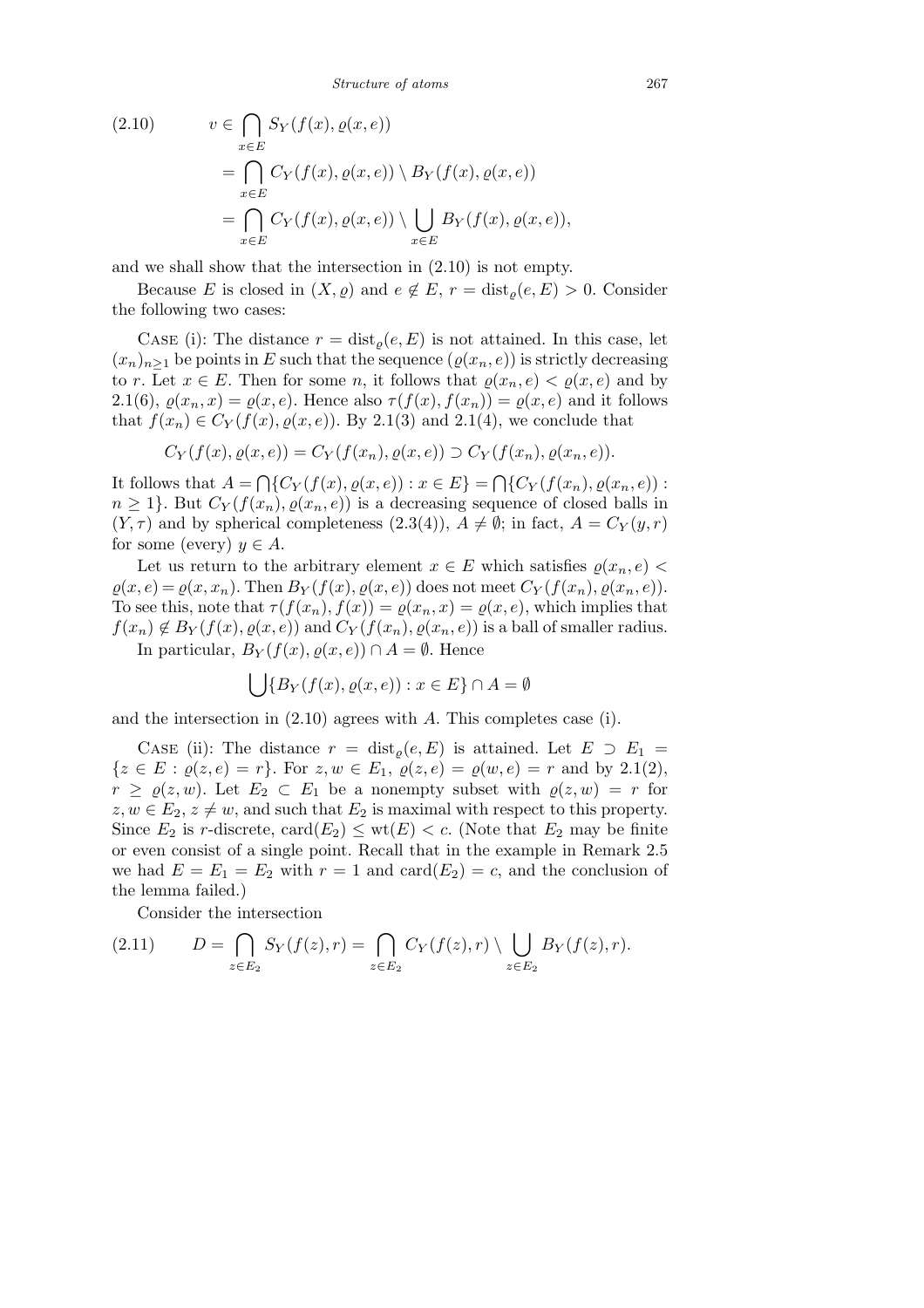$$
\begin{aligned}
(2.10) \qquad v &\in \bigcap_{x\in E} S_Y(f(x), \varrho(x,e)) \\
&= \bigcap_{x\in E} C_Y(f(x), \varrho(x,e)) \setminus B_Y(f(x), \varrho(x,e)) \\
&= \bigcap_{x\in E} C_Y(f(x), \varrho(x,e)) \setminus \bigcup_{x\in E} B_Y(f(x), \varrho(x,e)),
\end{aligned}
$$

and we shall show that the intersection in (2.10) is not empty.

Because $E$ is closed in $(X,\varrho)$ and $e \notin E$, $r = \operatorname{dist}_\varrho(e,E) > 0$. Consider the following two cases:

Case (i): The distance $r = \operatorname{dist}_\varrho(e,E)$ is not attained. In this case, let $(x_n)_{n\ge 1}$ be points in $E$ such that the sequence $(\varrho(x_n,e))$ is strictly decreasing to $r$. Let $x \in E$. Then for some $n$, it follows that $\varrho(x_n,e) < \varrho(x,e)$ and by 2.1(6), $\varrho(x_n,x) = \varrho(x,e)$. Hence also $\tau(f(x), f(x_n)) = \varrho(x,e)$ and it follows that $f(x_n) \in C_Y(f(x), \varrho(x,e))$. By 2.1(3) and 2.1(4), we conclude that

$$
C_Y(f(x), \varrho(x,e)) = C_Y(f(x_n), \varrho(x,e)) \supset C_Y(f(x_n), \varrho(x_n,e)).
$$

It follows that $A = \bigcap\{C_Y(f(x), \varrho(x,e)) : x \in E\} = \bigcap\{C_Y(f(x_n), \varrho(x_n,e)) : n \ge 1\}$. But $C_Y(f(x_n), \varrho(x_n,e))$ is a decreasing sequence of closed balls in $(Y,\tau)$ and by spherical completeness (2.3(4)), $A \ne \emptyset$; in fact, $A = C_Y(y,r)$ for some (every) $y \in A$.

Let us return to the arbitrary element $x \in E$ which satisfies $\varrho(x_n,e) < \varrho(x,e) = \varrho(x,x_n)$. Then $B_Y(f(x), \varrho(x,e))$ does not meet $C_Y(f(x_n), \varrho(x_n,e))$. To see this, note that $\tau(f(x_n), f(x)) = \varrho(x_n,x) = \varrho(x,e)$, which implies that $f(x_n) \notin B_Y(f(x), \varrho(x,e))$ and $C_Y(f(x_n), \varrho(x_n,e))$ is a ball of smaller radius.

In particular, $B_Y(f(x), \varrho(x,e)) \cap A = \emptyset$. Hence

$$
\bigcup\{B_Y(f(x), \varrho(x,e)) : x \in E\} \cap A = \emptyset
$$

and the intersection in (2.10) agrees with $A$. This completes case (i).

Case (ii): The distance $r = \operatorname{dist}_\varrho(e,E)$ is attained. Let $E \supset E_1 = \{z \in E : \varrho(z,e) = r\}$. For $z, w \in E_1$, $\varrho(z,e) = \varrho(w,e) = r$ and by 2.1(2), $r \ge \varrho(z,w)$. Let $E_2 \subset E_1$ be a nonempty subset with $\varrho(z,w) = r$ for $z, w \in E_2$, $z \ne w$, and such that $E_2$ is maximal with respect to this property. Since $E_2$ is $r$-discrete, $\operatorname{card}(E_2) \le \operatorname{wt}(E) < c$. (Note that $E_2$ may be finite or even consist of a single point. Recall that in the example in Remark 2.5 we had $E = E_1 = E_2$ with $r = 1$ and $\operatorname{card}(E_2) = c$, and the conclusion of the lemma failed.)

Consider the intersection

$$
(2.11) \qquad D = \bigcap_{z\in E_2} S_Y(f(z), r) = \bigcap_{z\in E_2} C_Y(f(z), r) \setminus \bigcup_{z\in E_2} B_Y(f(z), r).
$$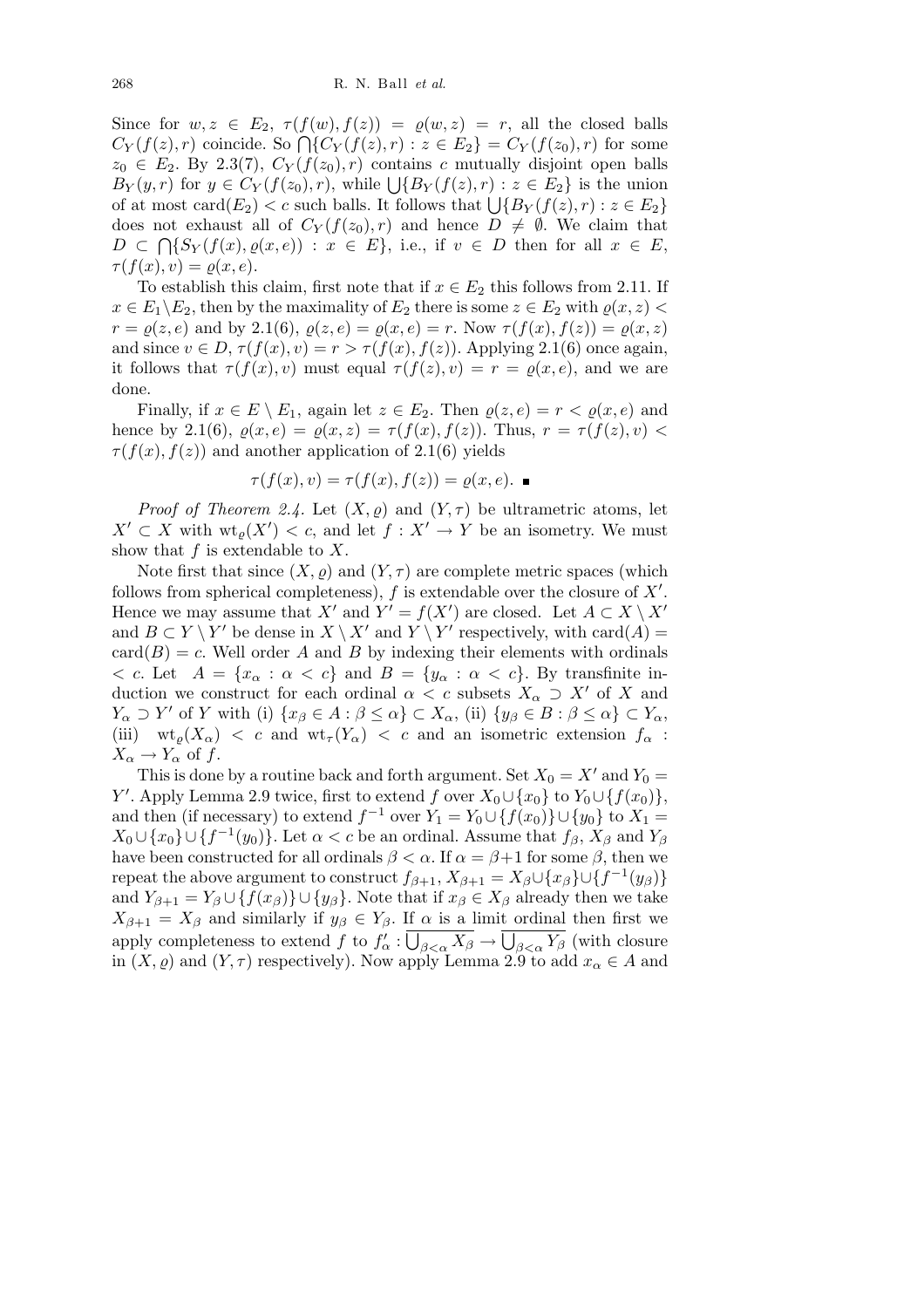Since for $w, z \in E_2$, $\tau(f(w), f(z)) = \varrho(w, z) = r$, all the closed balls $C_Y(f(z), r)$ coincide. So $\bigcap\{C_Y(f(z), r) : z \in E_2\} = C_Y(f(z_0), r)$ for some $z_0 \in E_2$. By 2.3(7), $C_Y(f(z_0), r)$ contains $c$ mutually disjoint open balls $B_Y(y, r)$ for $y \in C_Y(f(z_0), r)$, while $\bigcup\{B_Y(f(z), r) : z \in E_2\}$ is the union of at most $\mathrm{card}(E_2) < c$ such balls. It follows that $\bigcup\{B_Y(f(z), r) : z \in E_2\}$ does not exhaust all of $C_Y(f(z_0), r)$ and hence $D \neq \emptyset$. We claim that $D \subset \bigcap\{S_Y(f(x), \varrho(x, e)) : x \in E\}$, i.e., if $v \in D$ then for all $x \in E$, $\tau(f(x), v) = \varrho(x, e)$.

To establish this claim, first note that if $x \in E_2$ this follows from 2.11. If $x \in E_1 \setminus E_2$, then by the maximality of $E_2$ there is some $z \in E_2$ with $\varrho(x, z) < r = \varrho(z, e)$ and by 2.1(6), $\varrho(z, e) = \varrho(x, e) = r$. Now $\tau(f(x), f(z)) = \varrho(x, z)$ and since $v \in D$, $\tau(f(x), v) = r > \tau(f(x), f(z))$. Applying 2.1(6) once again, it follows that $\tau(f(x), v)$ must equal $\tau(f(z), v) = r = \varrho(x, e)$, and we are done.

Finally, if $x \in E \setminus E_1$, again let $z \in E_2$. Then $\varrho(z, e) = r < \varrho(x, e)$ and hence by 2.1(6), $\varrho(x, e) = \varrho(x, z) = \tau(f(x), f(z))$. Thus, $r = \tau(f(z), v) < \tau(f(x), f(z))$ and another application of 2.1(6) yields

$$\tau(f(x), v) = \tau(f(x), f(z)) = \varrho(x, e). \; \blacksquare$$

*Proof of Theorem 2.4.* Let $(X, \varrho)$ and $(Y, \tau)$ be ultrametric atoms, let $X' \subset X$ with $\mathrm{wt}_\varrho(X') < c$, and let $f : X' \to Y$ be an isometry. We must show that $f$ is extendable to $X$.

Note first that since $(X, \varrho)$ and $(Y, \tau)$ are complete metric spaces (which follows from spherical completeness), $f$ is extendable over the closure of $X'$. Hence we may assume that $X'$ and $Y' = f(X')$ are closed. Let $A \subset X \setminus X'$ and $B \subset Y \setminus Y'$ be dense in $X \setminus X'$ and $Y \setminus Y'$ respectively, with $\mathrm{card}(A) = \mathrm{card}(B) = c$. Well order $A$ and $B$ by indexing their elements with ordinals $< c$. Let $A = \{x_\alpha : \alpha < c\}$ and $B = \{y_\alpha : \alpha < c\}$. By transfinite induction we construct for each ordinal $\alpha < c$ subsets $X_\alpha \supset X'$ of $X$ and $Y_\alpha \supset Y'$ of $Y$ with (i) $\{x_\beta \in A : \beta \leq \alpha\} \subset X_\alpha$, (ii) $\{y_\beta \in B : \beta \leq \alpha\} \subset Y_\alpha$, (iii) $\mathrm{wt}_\varrho(X_\alpha) < c$ and $\mathrm{wt}_\tau(Y_\alpha) < c$ and an isometric extension $f_\alpha : X_\alpha \to Y_\alpha$ of $f$.

This is done by a routine back and forth argument. Set $X_0 = X'$ and $Y_0 = Y'$. Apply Lemma 2.9 twice, first to extend $f$ over $X_0 \cup \{x_0\}$ to $Y_0 \cup \{f(x_0)\}$, and then (if necessary) to extend $f^{-1}$ over $Y_1 = Y_0 \cup \{f(x_0)\} \cup \{y_0\}$ to $X_1 = X_0 \cup \{x_0\} \cup \{f^{-1}(y_0)\}$. Let $\alpha < c$ be an ordinal. Assume that $f_\beta$, $X_\beta$ and $Y_\beta$ have been constructed for all ordinals $\beta < \alpha$. If $\alpha = \beta + 1$ for some $\beta$, then we repeat the above argument to construct $f_{\beta+1}$, $X_{\beta+1} = X_\beta \cup \{x_\beta\} \cup \{f^{-1}(y_\beta)\}$ and $Y_{\beta+1} = Y_\beta \cup \{f(x_\beta)\} \cup \{y_\beta\}$. Note that if $x_\beta \in X_\beta$ already then we take $X_{\beta+1} = X_\beta$ and similarly if $y_\beta \in Y_\beta$. If $\alpha$ is a limit ordinal then first we apply completeness to extend $f$ to $f'_\alpha : \overline{\bigcup_{\beta<\alpha} X_\beta} \to \overline{\bigcup_{\beta<\alpha} Y_\beta}$ (with closure in $(X, \varrho)$ and $(Y, \tau)$ respectively). Now apply Lemma 2.9 to add $x_\alpha \in A$ and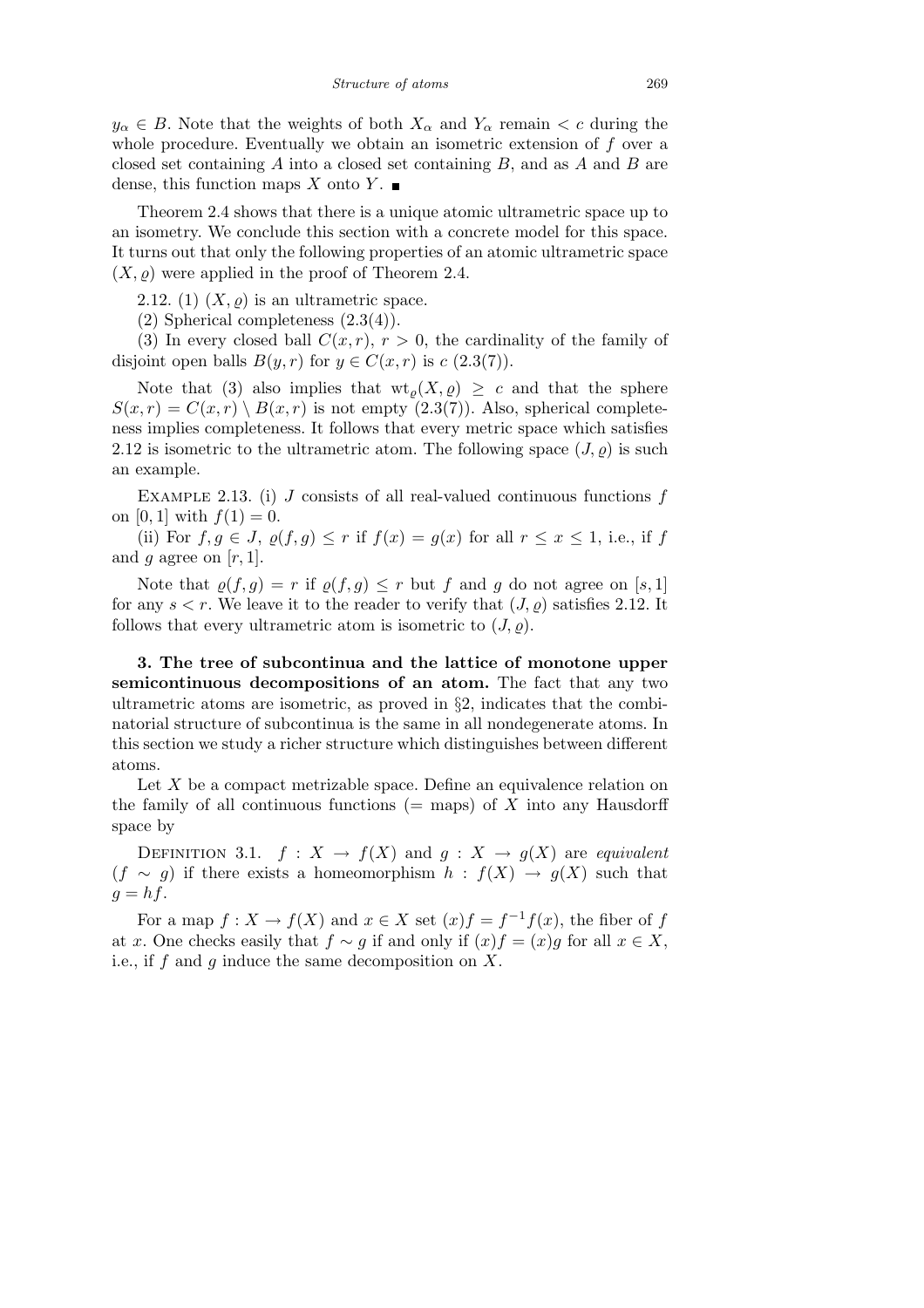$y_\alpha \in B$. Note that the weights of both $X_\alpha$ and $Y_\alpha$ remain $< c$ during the whole procedure. Eventually we obtain an isometric extension of $f$ over a closed set containing $A$ into a closed set containing $B$, and as $A$ and $B$ are dense, this function maps $X$ onto $Y$. ∎

Theorem 2.4 shows that there is a unique atomic ultrametric space up to an isometry. We conclude this section with a concrete model for this space. It turns out that only the following properties of an atomic ultrametric space $(X, \varrho)$ were applied in the proof of Theorem 2.4.

2.12. (1) $(X, \varrho)$ is an ultrametric space.

(2) Spherical completeness (2.3(4)).

(3) In every closed ball $C(x, r)$, $r > 0$, the cardinality of the family of disjoint open balls $B(y, r)$ for $y \in C(x, r)$ is $c$ (2.3(7)).

Note that (3) also implies that $\mathrm{wt}_\varrho(X, \varrho) \geq c$ and that the sphere $S(x, r) = C(x, r) \setminus B(x, r)$ is not empty (2.3(7)). Also, spherical completeness implies completeness. It follows that every metric space which satisfies 2.12 is isometric to the ultrametric atom. The following space $(J, \varrho)$ is such an example.

Example 2.13. (i) $J$ consists of all real-valued continuous functions $f$ on $[0, 1]$ with $f(1) = 0$.

(ii) For $f, g \in J$, $\varrho(f, g) \leq r$ if $f(x) = g(x)$ for all $r \leq x \leq 1$, i.e., if $f$ and $g$ agree on $[r, 1]$.

Note that $\varrho(f, g) = r$ if $\varrho(f, g) \leq r$ but $f$ and $g$ do not agree on $[s, 1]$ for any $s < r$. We leave it to the reader to verify that $(J, \varrho)$ satisfies 2.12. It follows that every ultrametric atom is isometric to $(J, \varrho)$.

## 3. The tree of subcontinua and the lattice of monotone upper semicontinuous decompositions of an atom.

The fact that any two ultrametric atoms are isometric, as proved in §2, indicates that the combinatorial structure of subcontinua is the same in all nondegenerate atoms. In this section we study a richer structure which distinguishes between different atoms.

Let $X$ be a compact metrizable space. Define an equivalence relation on the family of all continuous functions (= maps) of $X$ into any Hausdorff space by

Definition 3.1. $f : X \to f(X)$ and $g : X \to g(X)$ are *equivalent* ($f \sim g$) if there exists a homeomorphism $h : f(X) \to g(X)$ such that $g = hf$.

For a map $f : X \to f(X)$ and $x \in X$ set $(x)f = f^{-1}f(x)$, the fiber of $f$ at $x$. One checks easily that $f \sim g$ if and only if $(x)f = (x)g$ for all $x \in X$, i.e., if $f$ and $g$ induce the same decomposition on $X$.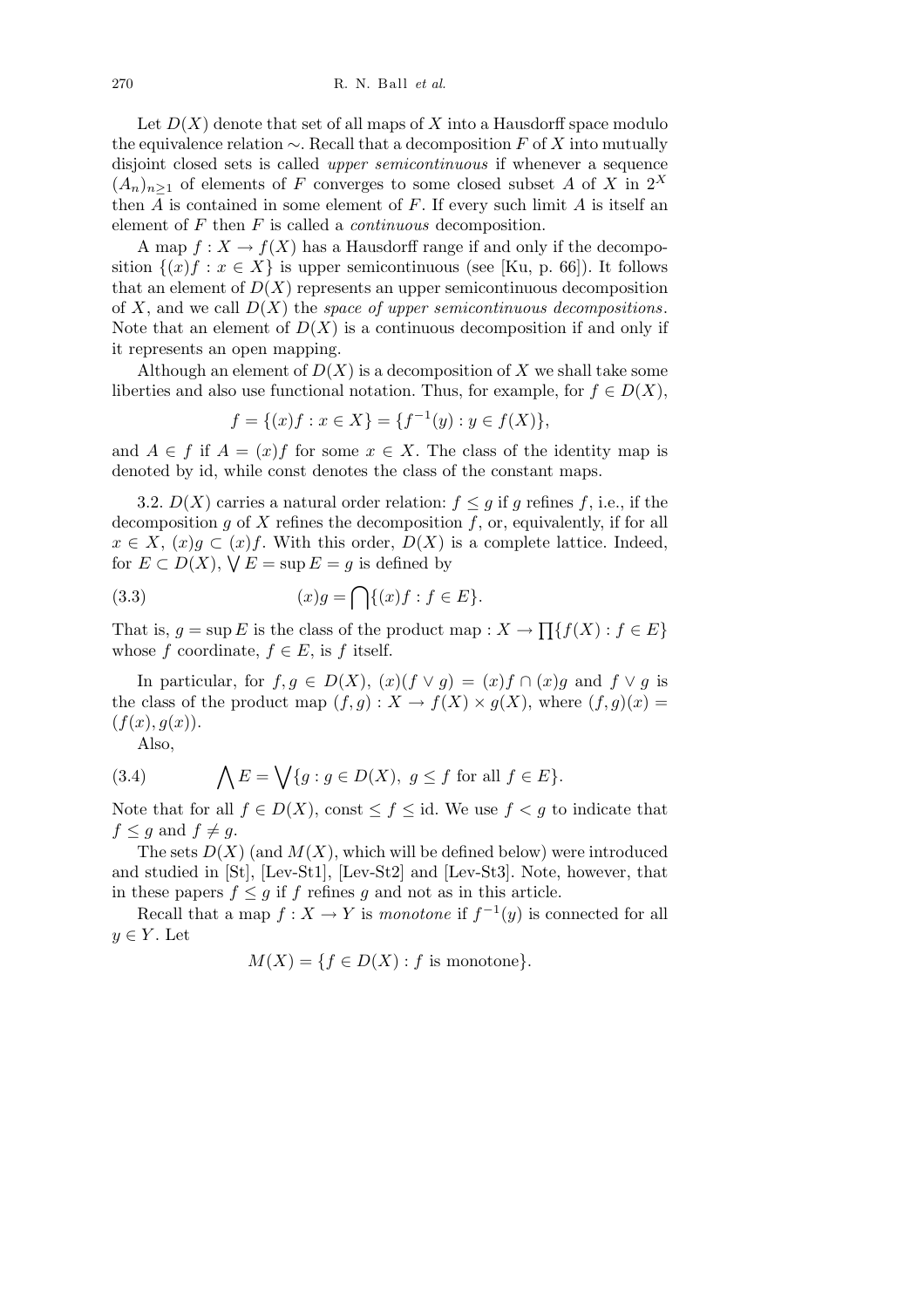Let $D(X)$ denote that set of all maps of $X$ into a Hausdorff space modulo the equivalence relation $\sim$. Recall that a decomposition $F$ of $X$ into mutually disjoint closed sets is called *upper semicontinuous* if whenever a sequence $(A_n)_{n\geq 1}$ of elements of $F$ converges to some closed subset $A$ of $X$ in $2^X$ then $A$ is contained in some element of $F$. If every such limit $A$ is itself an element of $F$ then $F$ is called a *continuous* decomposition.

A map $f : X \to f(X)$ has a Hausdorff range if and only if the decomposition $\{(x)f : x \in X\}$ is upper semicontinuous (see [Ku, p. 66]). It follows that an element of $D(X)$ represents an upper semicontinuous decomposition of $X$, and we call $D(X)$ the *space of upper semicontinuous decompositions*. Note that an element of $D(X)$ is a continuous decomposition if and only if it represents an open mapping.

Although an element of $D(X)$ is a decomposition of $X$ we shall take some liberties and also use functional notation. Thus, for example, for $f \in D(X)$,

$$f = \{(x)f : x \in X\} = \{f^{-1}(y) : y \in f(X)\},$$

and $A \in f$ if $A = (x)f$ for some $x \in X$. The class of the identity map is denoted by id, while const denotes the class of the constant maps.

3.2. $D(X)$ carries a natural order relation: $f \leq g$ if $g$ refines $f$, i.e., if the decomposition $g$ of $X$ refines the decomposition $f$, or, equivalently, if for all $x \in X$, $(x)g \subset (x)f$. With this order, $D(X)$ is a complete lattice. Indeed, for $E \subset D(X)$, $\bigvee E = \sup E = g$ is defined by

$$(x)g = \bigcap\{(x)f : f \in E\}. \tag{3.3}$$

That is, $g = \sup E$ is the class of the product map $: X \to \prod\{f(X) : f \in E\}$ whose $f$ coordinate, $f \in E$, is $f$ itself.

In particular, for $f, g \in D(X)$, $(x)(f \vee g) = (x)f \cap (x)g$ and $f \vee g$ is the class of the product map $(f, g) : X \to f(X) \times g(X)$, where $(f, g)(x) = (f(x), g(x))$.

Also,

$$\bigwedge E = \bigvee\{g : g \in D(X),\ g \leq f \text{ for all } f \in E\}. \tag{3.4}$$

Note that for all $f \in D(X)$, const $\leq f \leq$ id. We use $f < g$ to indicate that $f \leq g$ and $f \neq g$.

The sets $D(X)$ (and $M(X)$, which will be defined below) were introduced and studied in [St], [Lev-St1], [Lev-St2] and [Lev-St3]. Note, however, that in these papers $f \leq g$ if $f$ refines $g$ and not as in this article.

Recall that a map $f : X \to Y$ is *monotone* if $f^{-1}(y)$ is connected for all $y \in Y$. Let

$$M(X) = \{f \in D(X) : f \text{ is monotone}\}.$$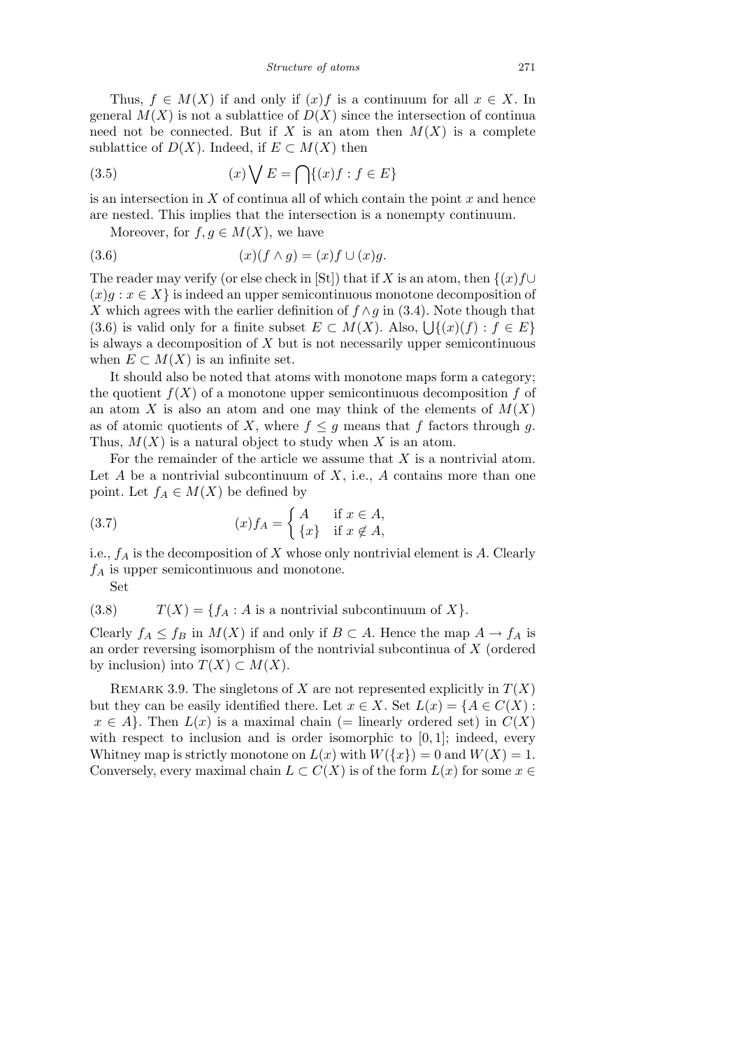Thus, $f \in M(X)$ if and only if $(x)f$ is a continuum for all $x \in X$. In general $M(X)$ is not a sublattice of $D(X)$ since the intersection of continua need not be connected. But if $X$ is an atom then $M(X)$ is a complete sublattice of $D(X)$. Indeed, if $E \subset M(X)$ then

$$(x)\bigvee E = \bigcap\{(x)f : f \in E\} \tag{3.5}$$

is an intersection in $X$ of continua all of which contain the point $x$ and hence are nested. This implies that the intersection is a nonempty continuum.

Moreover, for $f, g \in M(X)$, we have

$$(x)(f \wedge g) = (x)f \cup (x)g. \tag{3.6}$$

The reader may verify (or else check in [St]) that if $X$ is an atom, then $\{(x)f \cup (x)g : x \in X\}$ is indeed an upper semicontinuous monotone decomposition of $X$ which agrees with the earlier definition of $f \wedge g$ in (3.4). Note though that (3.6) is valid only for a finite subset $E \subset M(X)$. Also, $\bigcup\{(x)(f) : f \in E\}$ is always a decomposition of $X$ but is not necessarily upper semicontinuous when $E \subset M(X)$ is an infinite set.

It should also be noted that atoms with monotone maps form a category; the quotient $f(X)$ of a monotone upper semicontinuous decomposition $f$ of an atom $X$ is also an atom and one may think of the elements of $M(X)$ as of atomic quotients of $X$, where $f \leq g$ means that $f$ factors through $g$. Thus, $M(X)$ is a natural object to study when $X$ is an atom.

For the remainder of the article we assume that $X$ is a nontrivial atom. Let $A$ be a nontrivial subcontinuum of $X$, i.e., $A$ contains more than one point. Let $f_A \in M(X)$ be defined by

$$(x)f_A = \begin{cases} A & \text{if } x \in A, \\ \{x\} & \text{if } x \notin A, \end{cases} \tag{3.7}$$

i.e., $f_A$ is the decomposition of $X$ whose only nontrivial element is $A$. Clearly $f_A$ is upper semicontinuous and monotone.

Set

$$T(X) = \{f_A : A \text{ is a nontrivial subcontinuum of } X\}. \tag{3.8}$$

Clearly $f_A \leq f_B$ in $M(X)$ if and only if $B \subset A$. Hence the map $A \to f_A$ is an order reversing isomorphism of the nontrivial subcontinua of $X$ (ordered by inclusion) into $T(X) \subset M(X)$.

Remark 3.9. The singletons of $X$ are not represented explicitly in $T(X)$ but they can be easily identified there. Let $x \in X$. Set $L(x) = \{A \in C(X) : x \in A\}$. Then $L(x)$ is a maximal chain (= linearly ordered set) in $C(X)$ with respect to inclusion and is order isomorphic to $[0, 1]$; indeed, every Whitney map is strictly monotone on $L(x)$ with $W(\{x\}) = 0$ and $W(X) = 1$. Conversely, every maximal chain $L \subset C(X)$ is of the form $L(x)$ for some $x \in$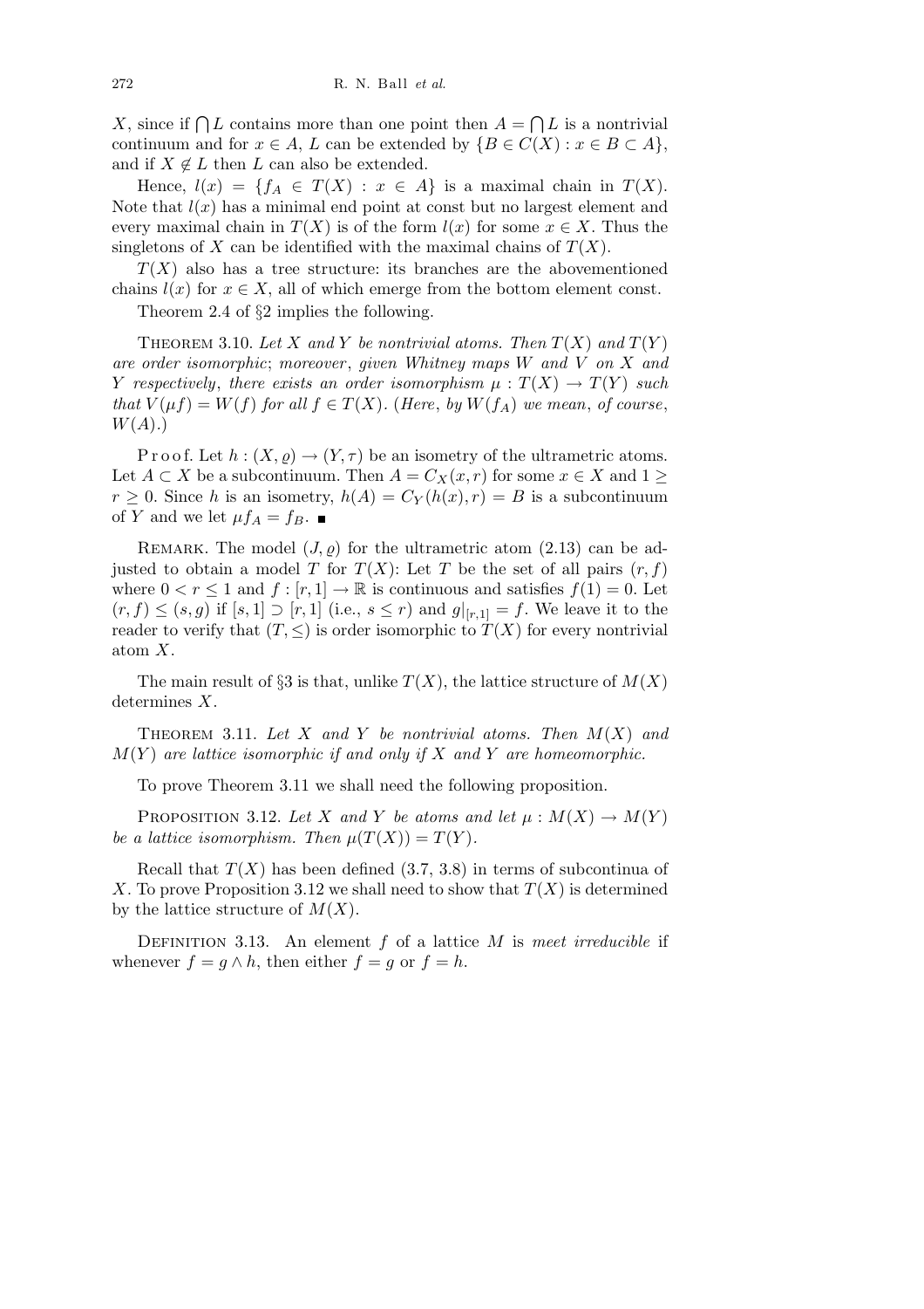$X$, since if $\bigcap L$ contains more than one point then $A = \bigcap L$ is a nontrivial continuum and for $x \in A$, $L$ can be extended by $\{B \in C(X) : x \in B \subset A\}$, and if $X \notin L$ then $L$ can also be extended.

Hence, $l(x) = \{f_A \in T(X) : x \in A\}$ is a maximal chain in $T(X)$. Note that $l(x)$ has a minimal end point at const but no largest element and every maximal chain in $T(X)$ is of the form $l(x)$ for some $x \in X$. Thus the singletons of $X$ can be identified with the maximal chains of $T(X)$.

$T(X)$ also has a tree structure: its branches are the abovementioned chains $l(x)$ for $x \in X$, all of which emerge from the bottom element const.

Theorem 2.4 of §2 implies the following.

**Theorem 3.10.** *Let $X$ and $Y$ be nontrivial atoms. Then $T(X)$ and $T(Y)$ are order isomorphic; moreover, given Whitney maps $W$ and $V$ on $X$ and $Y$ respectively, there exists an order isomorphism $\mu : T(X) \to T(Y)$ such that $V(\mu f) = W(f)$ for all $f \in T(X)$. (Here, by $W(f_A)$ we mean, of course, $W(A)$.)*

Proof. Let $h : (X, \varrho) \to (Y, \tau)$ be an isometry of the ultrametric atoms. Let $A \subset X$ be a subcontinuum. Then $A = C_X(x, r)$ for some $x \in X$ and $1 \geq r \geq 0$. Since $h$ is an isometry, $h(A) = C_Y(h(x), r) = B$ is a subcontinuum of $Y$ and we let $\mu f_A = f_B$. ∎

Remark. The model $(J, \varrho)$ for the ultrametric atom (2.13) can be adjusted to obtain a model $T$ for $T(X)$: Let $T$ be the set of all pairs $(r, f)$ where $0 < r \leq 1$ and $f : [r, 1] \to \mathbb{R}$ is continuous and satisfies $f(1) = 0$. Let $(r, f) \leq (s, g)$ if $[s, 1] \supset [r, 1]$ (i.e., $s \leq r$) and $g|_{[r,1]} = f$. We leave it to the reader to verify that $(T, \leq)$ is order isomorphic to $T(X)$ for every nontrivial atom $X$.

The main result of §3 is that, unlike $T(X)$, the lattice structure of $M(X)$ determines $X$.

**Theorem 3.11.** *Let $X$ and $Y$ be nontrivial atoms. Then $M(X)$ and $M(Y)$ are lattice isomorphic if and only if $X$ and $Y$ are homeomorphic.*

To prove Theorem 3.11 we shall need the following proposition.

**Proposition 3.12.** *Let $X$ and $Y$ be atoms and let $\mu : M(X) \to M(Y)$ be a lattice isomorphism. Then $\mu(T(X)) = T(Y)$.*

Recall that $T(X)$ has been defined (3.7, 3.8) in terms of subcontinua of $X$. To prove Proposition 3.12 we shall need to show that $T(X)$ is determined by the lattice structure of $M(X)$.

**Definition 3.13.** An element $f$ of a lattice $M$ is *meet irreducible* if whenever $f = g \wedge h$, then either $f = g$ or $f = h$.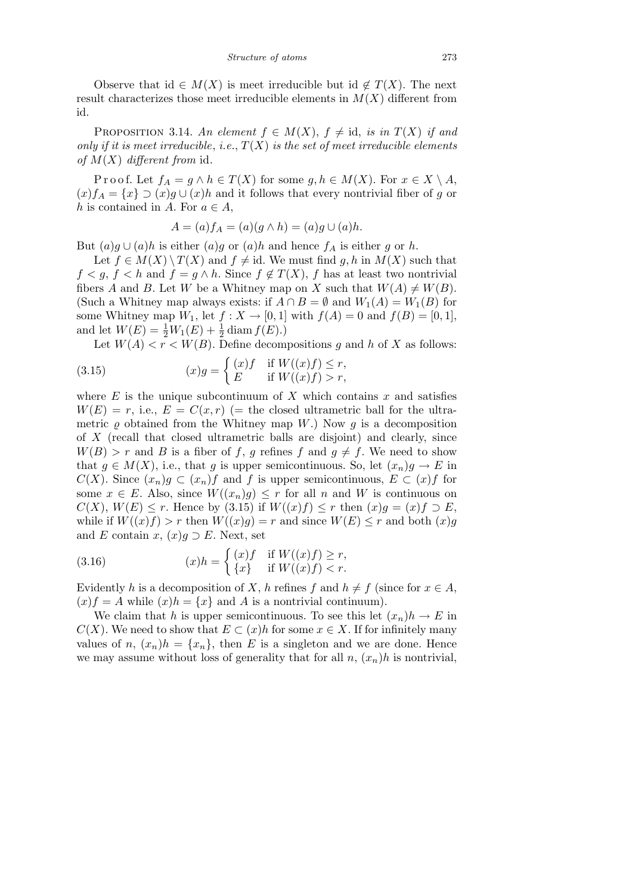Observe that $\mathrm{id} \in M(X)$ is meet irreducible but $\mathrm{id} \notin T(X)$. The next result characterizes those meet irreducible elements in $M(X)$ different from id.

PROPOSITION 3.14. *An element $f \in M(X)$, $f \neq \mathrm{id}$, is in $T(X)$ if and only if it is meet irreducible*, *i.e.*, *$T(X)$ is the set of meet irreducible elements of $M(X)$ different from* id.

Proof. Let $f_A = g \wedge h \in T(X)$ for some $g, h \in M(X)$. For $x \in X \setminus A$, $(x)f_A = \{x\} \supset (x)g \cup (x)h$ and it follows that every nontrivial fiber of $g$ or $h$ is contained in $A$. For $a \in A$,

$$A = (a)f_A = (a)(g \wedge h) = (a)g \cup (a)h.$$

But $(a)g \cup (a)h$ is either $(a)g$ or $(a)h$ and hence $f_A$ is either $g$ or $h$.

Let $f \in M(X) \setminus T(X)$ and $f \neq \mathrm{id}$. We must find $g, h$ in $M(X)$ such that $f < g$, $f < h$ and $f = g \wedge h$. Since $f \notin T(X)$, $f$ has at least two nontrivial fibers $A$ and $B$. Let $W$ be a Whitney map on $X$ such that $W(A) \neq W(B)$. (Such a Whitney map always exists: if $A \cap B = \emptyset$ and $W_1(A) = W_1(B)$ for some Whitney map $W_1$, let $f : X \to [0,1]$ with $f(A) = 0$ and $f(B) = [0,1]$, and let $W(E) = \frac{1}{2}W_1(E) + \frac{1}{2}\operatorname{diam} f(E)$.)

Let $W(A) < r < W(B)$. Define decompositions $g$ and $h$ of $X$ as follows:

$$(x)g = \begin{cases} (x)f & \text{if } W((x)f) \le r, \\ E & \text{if } W((x)f) > r, \end{cases} \tag{3.15}$$

where $E$ is the unique subcontinuum of $X$ which contains $x$ and satisfies $W(E) = r$, i.e., $E = C(x, r)$ (= the closed ultrametric ball for the ultrametric $\varrho$ obtained from the Whitney map $W$.) Now $g$ is a decomposition of $X$ (recall that closed ultrametric balls are disjoint) and clearly, since $W(B) > r$ and $B$ is a fiber of $f$, $g$ refines $f$ and $g \neq f$. We need to show that $g \in M(X)$, i.e., that $g$ is upper semicontinuous. So, let $(x_n)g \to E$ in $C(X)$. Since $(x_n)g \subset (x_n)f$ and $f$ is upper semicontinuous, $E \subset (x)f$ for some $x \in E$. Also, since $W((x_n)g) \le r$ for all $n$ and $W$ is continuous on $C(X)$, $W(E) \le r$. Hence by (3.15) if $W((x)f) \le r$ then $(x)g = (x)f \supset E$, while if $W((x)f) > r$ then $W((x)g) = r$ and since $W(E) \le r$ and both $(x)g$ and $E$ contain $x$, $(x)g \supset E$. Next, set

$$(x)h = \begin{cases} (x)f & \text{if } W((x)f) \ge r, \\ \{x\} & \text{if } W((x)f) < r. \end{cases} \tag{3.16}$$

Evidently $h$ is a decomposition of $X$, $h$ refines $f$ and $h \neq f$ (since for $x \in A$, $(x)f = A$ while $(x)h = \{x\}$ and $A$ is a nontrivial continuum).

We claim that $h$ is upper semicontinuous. To see this let $(x_n)h \to E$ in $C(X)$. We need to show that $E \subset (x)h$ for some $x \in X$. If for infinitely many values of $n$, $(x_n)h = \{x_n\}$, then $E$ is a singleton and we are done. Hence we may assume without loss of generality that for all $n$, $(x_n)h$ is nontrivial,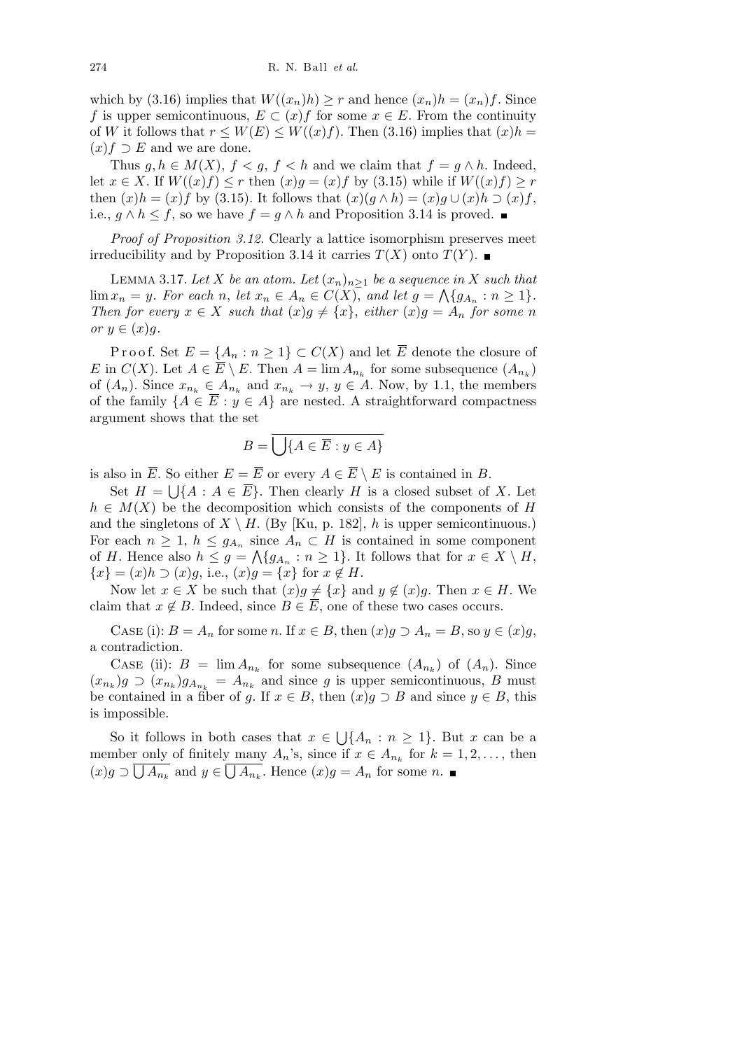which by (3.16) implies that $W((x_n)h) \geq r$ and hence $(x_n)h = (x_n)f$. Since $f$ is upper semicontinuous, $E \subset (x)f$ for some $x \in E$. From the continuity of $W$ it follows that $r \leq W(E) \leq W((x)f)$. Then (3.16) implies that $(x)h = (x)f \supset E$ and we are done.

Thus $g, h \in M(X)$, $f < g$, $f < h$ and we claim that $f = g \wedge h$. Indeed, let $x \in X$. If $W((x)f) \leq r$ then $(x)g = (x)f$ by (3.15) while if $W((x)f) \geq r$ then $(x)h = (x)f$ by (3.15). It follows that $(x)(g \wedge h) = (x)g \cup (x)h \supset (x)f$, i.e., $g \wedge h \leq f$, so we have $f = g \wedge h$ and Proposition 3.14 is proved. ■

*Proof of Proposition 3.12.* Clearly a lattice isomorphism preserves meet irreducibility and by Proposition 3.14 it carries $T(X)$ onto $T(Y)$. ■

LEMMA 3.17. *Let $X$ be an atom. Let $(x_n)_{n \geq 1}$ be a sequence in $X$ such that $\lim x_n = y$. For each $n$, let $x_n \in A_n \in C(X)$, and let $g = \bigwedge\{g_{A_n} : n \geq 1\}$. Then for every $x \in X$ such that $(x)g \neq \{x\}$, either $(x)g = A_n$ for some $n$ or $y \in (x)g$.*

Proof. Set $E = \{A_n : n \geq 1\} \subset C(X)$ and let $\overline{E}$ denote the closure of $E$ in $C(X)$. Let $A \in \overline{E} \setminus E$. Then $A = \lim A_{n_k}$ for some subsequence $(A_{n_k})$ of $(A_n)$. Since $x_{n_k} \in A_{n_k}$ and $x_{n_k} \to y$, $y \in A$. Now, by 1.1, the members of the family $\{A \in \overline{E} : y \in A\}$ are nested. A straightforward compactness argument shows that the set

$$B = \overline{\bigcup\{A \in \overline{E} : y \in A\}}$$

is also in $\overline{E}$. So either $E = \overline{E}$ or every $A \in \overline{E} \setminus E$ is contained in $B$.

Set $H = \bigcup\{A : A \in \overline{E}\}$. Then clearly $H$ is a closed subset of $X$. Let $h \in M(X)$ be the decomposition which consists of the components of $H$ and the singletons of $X \setminus H$. (By [Ku, p. 182], $h$ is upper semicontinuous.) For each $n \geq 1$, $h \leq g_{A_n}$ since $A_n \subset H$ is contained in some component of $H$. Hence also $h \leq g = \bigwedge\{g_{A_n} : n \geq 1\}$. It follows that for $x \in X \setminus H$, $\{x\} = (x)h \supset (x)g$, i.e., $(x)g = \{x\}$ for $x \notin H$.

Now let $x \in X$ be such that $(x)g \neq \{x\}$ and $y \notin (x)g$. Then $x \in H$. We claim that $x \notin B$. Indeed, since $B \in \overline{E}$, one of these two cases occurs.

CASE (i): $B = A_n$ for some $n$. If $x \in B$, then $(x)g \supset A_n = B$, so $y \in (x)g$, a contradiction.

CASE (ii): $B = \lim A_{n_k}$ for some subsequence $(A_{n_k})$ of $(A_n)$. Since $(x_{n_k})g \supset (x_{n_k})g_{A_{n_k}} = A_{n_k}$ and since $g$ is upper semicontinuous, $B$ must be contained in a fiber of $g$. If $x \in B$, then $(x)g \supset B$ and since $y \in B$, this is impossible.

So it follows in both cases that $x \in \bigcup\{A_n : n \geq 1\}$. But $x$ can be a member only of finitely many $A_n$'s, since if $x \in A_{n_k}$ for $k = 1, 2, \ldots$, then $(x)g \supset \overline{\bigcup A_{n_k}}$ and $y \in \overline{\bigcup A_{n_k}}$. Hence $(x)g = A_n$ for some $n$. ■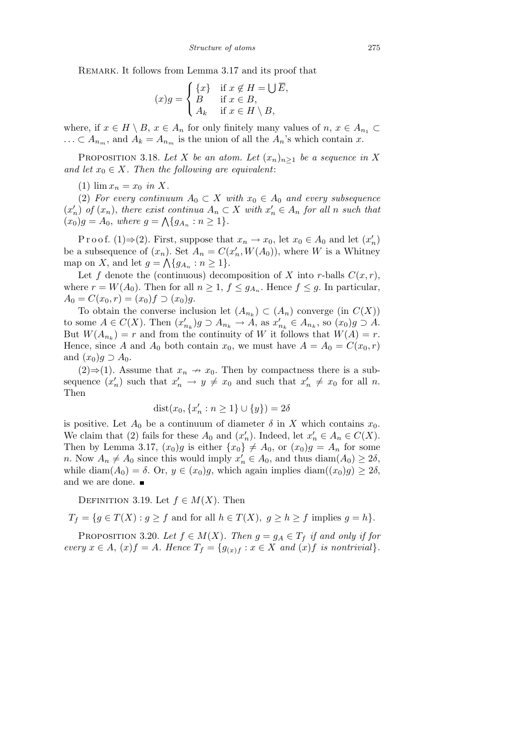Remark. It follows from Lemma 3.17 and its proof that

$$(x)g = \begin{cases} \{x\} & \text{if } x \notin H = \bigcup \overline{E}, \\ B & \text{if } x \in B, \\ A_k & \text{if } x \in H \setminus B, \end{cases}$$

where, if $x \in H \setminus B$, $x \in A_n$ for only finitely many values of $n$, $x \in A_{n_1} \subset \ldots \subset A_{n_m}$, and $A_k = A_{n_m}$ is the union of all the $A_n$'s which contain $x$.

Proposition 3.18. *Let $X$ be an atom. Let $(x_n)_{n\geq 1}$ be a sequence in $X$ and let $x_0 \in X$. Then the following are equivalent*:

(1) $\lim x_n = x_0$ *in* $X$.

(2) *For every continuum $A_0 \subset X$ with $x_0 \in A_0$ and every subsequence $(x_n')$ of $(x_n)$, there exist continua $A_n \subset X$ with $x_n' \in A_n$ for all $n$ such that $(x_0)g = A_0$, where $g = \bigwedge\{g_{A_n} : n \geq 1\}$.*

Proof. (1)⇒(2). First, suppose that $x_n \to x_0$, let $x_0 \in A_0$ and let $(x_n')$ be a subsequence of $(x_n)$. Set $A_n = C(x_n', W(A_0))$, where $W$ is a Whitney map on $X$, and let $g = \bigwedge\{g_{A_n} : n \geq 1\}$.

Let $f$ denote the (continuous) decomposition of $X$ into $r$-balls $C(x,r)$, where $r = W(A_0)$. Then for all $n \geq 1$, $f \leq g_{A_n}$. Hence $f \leq g$. In particular, $A_0 = C(x_0, r) = (x_0)f \supset (x_0)g$.

To obtain the converse inclusion let $(A_{n_k}) \subset (A_n)$ converge (in $C(X)$) to some $A \in C(X)$. Then $(x_{n_k}')g \supset A_{n_k} \to A$, as $x_{n_k}' \in A_{n_k}$, so $(x_0)g \supset A$. But $W(A_{n_k}) = r$ and from the continuity of $W$ it follows that $W(A) = r$. Hence, since $A$ and $A_0$ both contain $x_0$, we must have $A = A_0 = C(x_0, r)$ and $(x_0)g \supset A_0$.

(2)⇒(1). Assume that $x_n \nrightarrow x_0$. Then by compactness there is a subsequence $(x_n')$ such that $x_n' \to y \neq x_0$ and such that $x_n' \neq x_0$ for all $n$. Then

$$\operatorname{dist}(x_0, \{x_n' : n \geq 1\} \cup \{y\}) = 2\delta$$

is positive. Let $A_0$ be a continuum of diameter $\delta$ in $X$ which contains $x_0$. We claim that (2) fails for these $A_0$ and $(x_n')$. Indeed, let $x_n' \in A_n \in C(X)$. Then by Lemma 3.17, $(x_0)g$ is either $\{x_0\} \neq A_0$, or $(x_0)g = A_n$ for some $n$. Now $A_n \neq A_0$ since this would imply $x_n' \in A_0$, and thus $\operatorname{diam}(A_0) \geq 2\delta$, while $\operatorname{diam}(A_0) = \delta$. Or, $y \in (x_0)g$, which again implies $\operatorname{diam}((x_0)g) \geq 2\delta$, and we are done. ∎

Definition 3.19. Let $f \in M(X)$. Then

$$T_f = \{g \in T(X) : g \geq f \text{ and for all } h \in T(X),\ g \geq h \geq f \text{ implies } g = h\}.$$

Proposition 3.20. *Let $f \in M(X)$. Then $g = g_A \in T_f$ if and only if for every $x \in A$, $(x)f = A$. Hence $T_f = \{g_{(x)f} : x \in X \text{ and } (x)f \text{ is nontrivial}\}$.*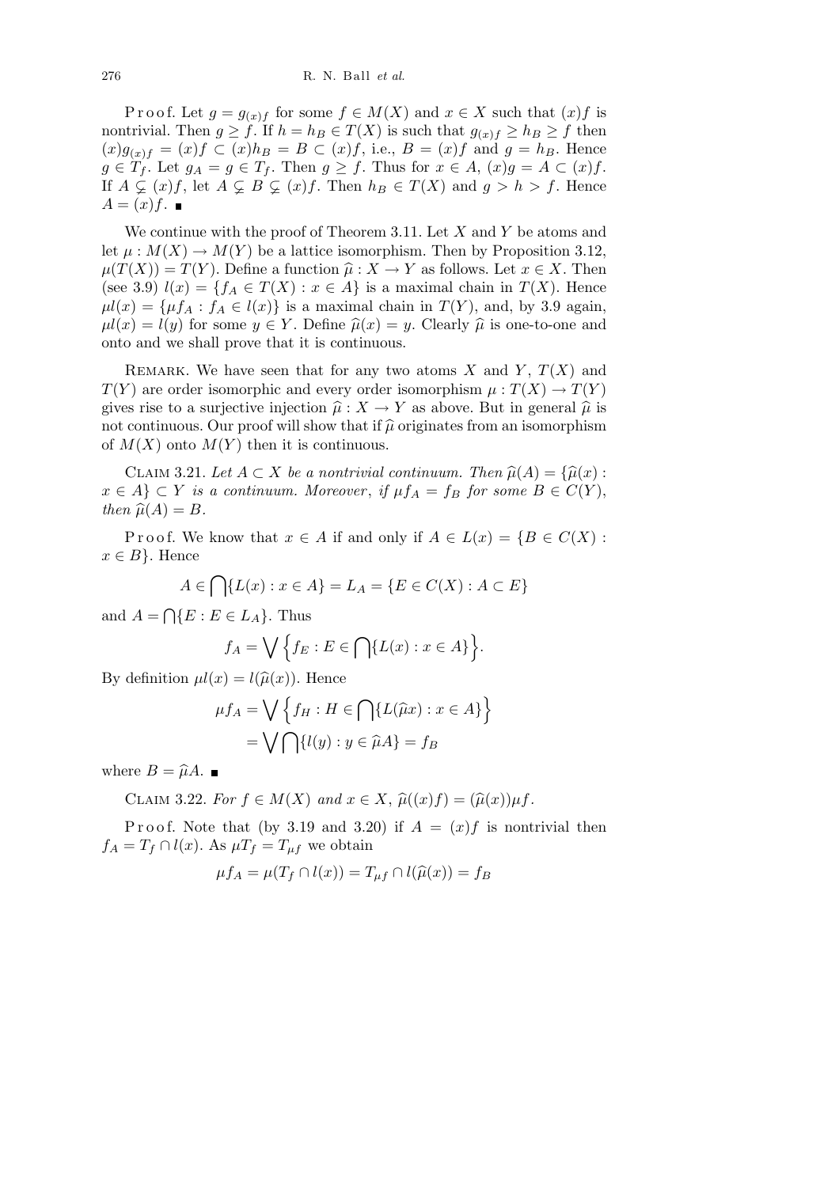Proof. Let $g = g_{(x)f}$ for some $f \in M(X)$ and $x \in X$ such that $(x)f$ is nontrivial. Then $g \geq f$. If $h = h_B \in T(X)$ is such that $g_{(x)f} \geq h_B \geq f$ then $(x)g_{(x)f} = (x)f \subset (x)h_B = B \subset (x)f$, i.e., $B = (x)f$ and $g = h_B$. Hence $g \in T_f$. Let $g_A = g \in T_f$. Then $g \geq f$. Thus for $x \in A$, $(x)g = A \subset (x)f$. If $A \subsetneq (x)f$, let $A \subsetneq B \subsetneq (x)f$. Then $h_B \in T(X)$ and $g > h > f$. Hence $A = (x)f$. ∎

We continue with the proof of Theorem 3.11. Let $X$ and $Y$ be atoms and let $\mu : M(X) \to M(Y)$ be a lattice isomorphism. Then by Proposition 3.12, $\mu(T(X)) = T(Y)$. Define a function $\widehat{\mu} : X \to Y$ as follows. Let $x \in X$. Then (see 3.9) $l(x) = \{f_A \in T(X) : x \in A\}$ is a maximal chain in $T(X)$. Hence $\mu l(x) = \{\mu f_A : f_A \in l(x)\}$ is a maximal chain in $T(Y)$, and, by 3.9 again, $\mu l(x) = l(y)$ for some $y \in Y$. Define $\widehat{\mu}(x) = y$. Clearly $\widehat{\mu}$ is one-to-one and onto and we shall prove that it is continuous.

Remark. We have seen that for any two atoms $X$ and $Y$, $T(X)$ and $T(Y)$ are order isomorphic and every order isomorphism $\mu : T(X) \to T(Y)$ gives rise to a surjective injection $\widehat{\mu} : X \to Y$ as above. But in general $\widehat{\mu}$ is not continuous. Our proof will show that if $\widehat{\mu}$ originates from an isomorphism of $M(X)$ onto $M(Y)$ then it is continuous.

Claim 3.21. *Let $A \subset X$ be a nontrivial continuum. Then $\widehat{\mu}(A) = \{\widehat{\mu}(x) : x \in A\} \subset Y$ is a continuum. Moreover, if $\mu f_A = f_B$ for some $B \in C(Y)$, then $\widehat{\mu}(A) = B$.*

Proof. We know that $x \in A$ if and only if $A \in L(x) = \{B \in C(X) : x \in B\}$. Hence

$$A \in \bigcap \{L(x) : x \in A\} = L_A = \{E \in C(X) : A \subset E\}$$

and $A = \bigcap\{E : E \in L_A\}$. Thus

$$f_A = \bigvee \Big\{ f_E : E \in \bigcap\{L(x) : x \in A\}\Big\}.$$

By definition $\mu l(x) = l(\widehat{\mu}(x))$. Hence

$$\begin{aligned}\mu f_A &= \bigvee \Big\{ f_H : H \in \bigcap\{L(\widehat{\mu}x) : x \in A\}\Big\}\\ &= \bigvee \bigcap \{l(y) : y \in \widehat{\mu}A\} = f_B\end{aligned}$$

where $B = \widehat{\mu}A$. ∎

Claim 3.22. *For $f \in M(X)$ and $x \in X$, $\widehat{\mu}((x)f) = (\widehat{\mu}(x))\mu f$.*

Proof. Note that (by 3.19 and 3.20) if $A = (x)f$ is nontrivial then $f_A = T_f \cap l(x)$. As $\mu T_f = T_{\mu f}$ we obtain

$$\mu f_A = \mu(T_f \cap l(x)) = T_{\mu f} \cap l(\widehat{\mu}(x)) = f_B$$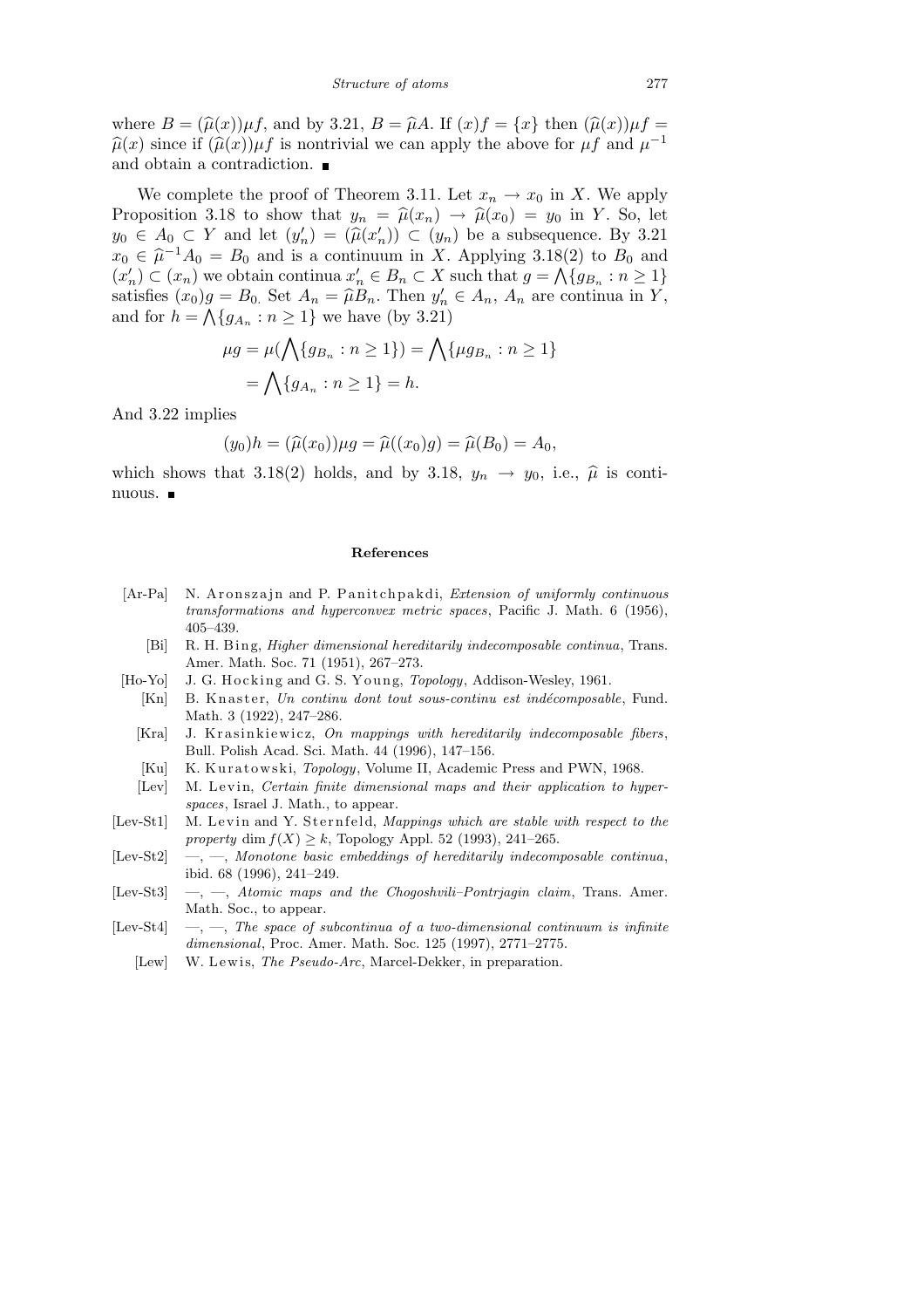where $B = (\widehat{\mu}(x))\mu f$, and by 3.21, $B = \widehat{\mu}A$. If $(x)f = \{x\}$ then $(\widehat{\mu}(x))\mu f = \widehat{\mu}(x)$ since if $(\widehat{\mu}(x))\mu f$ is nontrivial we can apply the above for $\mu f$ and $\mu^{-1}$ and obtain a contradiction. ∎

We complete the proof of Theorem 3.11. Let $x_n \to x_0$ in $X$. We apply Proposition 3.18 to show that $y_n = \widehat{\mu}(x_n) \to \widehat{\mu}(x_0) = y_0$ in $Y$. So, let $y_0 \in A_0 \subset Y$ and let $(y'_n) = (\widehat{\mu}(x'_n)) \subset (y_n)$ be a subsequence. By 3.21 $x_0 \in \widehat{\mu}^{-1}A_0 = B_0$ and is a continuum in $X$. Applying 3.18(2) to $B_0$ and $(x'_n) \subset (x_n)$ we obtain continua $x'_n \in B_n \subset X$ such that $g = \bigwedge\{g_{B_n} : n \geq 1\}$ satisfies $(x_0)g = B_0$. Set $A_n = \widehat{\mu}B_n$. Then $y'_n \in A_n$, $A_n$ are continua in $Y$, and for $h = \bigwedge\{g_{A_n} : n \geq 1\}$ we have (by 3.21)

$$\mu g = \mu(\bigwedge\{g_{B_n} : n \geq 1\}) = \bigwedge\{\mu g_{B_n} : n \geq 1\}$$
$$= \bigwedge\{g_{A_n} : n \geq 1\} = h.$$

And 3.22 implies

$$(y_0)h = (\widehat{\mu}(x_0))\mu g = \widehat{\mu}((x_0)g) = \widehat{\mu}(B_0) = A_0,$$

which shows that 3.18(2) holds, and by 3.18, $y_n \to y_0$, i.e., $\widehat{\mu}$ is continuous. ∎

## References

[Ar-Pa] N. Aronszajn and P. Panitchpakdi, *Extension of uniformly continuous transformations and hyperconvex metric spaces*, Pacific J. Math. 6 (1956), 405–439.

[Bi] R. H. Bing, *Higher dimensional hereditarily indecomposable continua*, Trans. Amer. Math. Soc. 71 (1951), 267–273.

[Ho-Yo] J. G. Hocking and G. S. Young, *Topology*, Addison-Wesley, 1961.

[Kn] B. Knaster, *Un continu dont tout sous-continu est indécomposable*, Fund. Math. 3 (1922), 247–286.

[Kra] J. Krasinkiewicz, *On mappings with hereditarily indecomposable fibers*, Bull. Polish Acad. Sci. Math. 44 (1996), 147–156.

[Ku] K. Kuratowski, *Topology*, Volume II, Academic Press and PWN, 1968.

[Lev] M. Levin, *Certain finite dimensional maps and their application to hyperspaces*, Israel J. Math., to appear.

[Lev-St1] M. Levin and Y. Sternfeld, *Mappings which are stable with respect to the property* $\dim f(X) \geq k$, Topology Appl. 52 (1993), 241–265.

[Lev-St2] —, —, *Monotone basic embeddings of hereditarily indecomposable continua*, ibid. 68 (1996), 241–249.

[Lev-St3] —, —, *Atomic maps and the Chogoshvili–Pontrjagin claim*, Trans. Amer. Math. Soc., to appear.

[Lev-St4] —, —, *The space of subcontinua of a two-dimensional continuum is infinite dimensional*, Proc. Amer. Math. Soc. 125 (1997), 2771–2775.

[Lew] W. Lewis, *The Pseudo-Arc*, Marcel-Dekker, in preparation.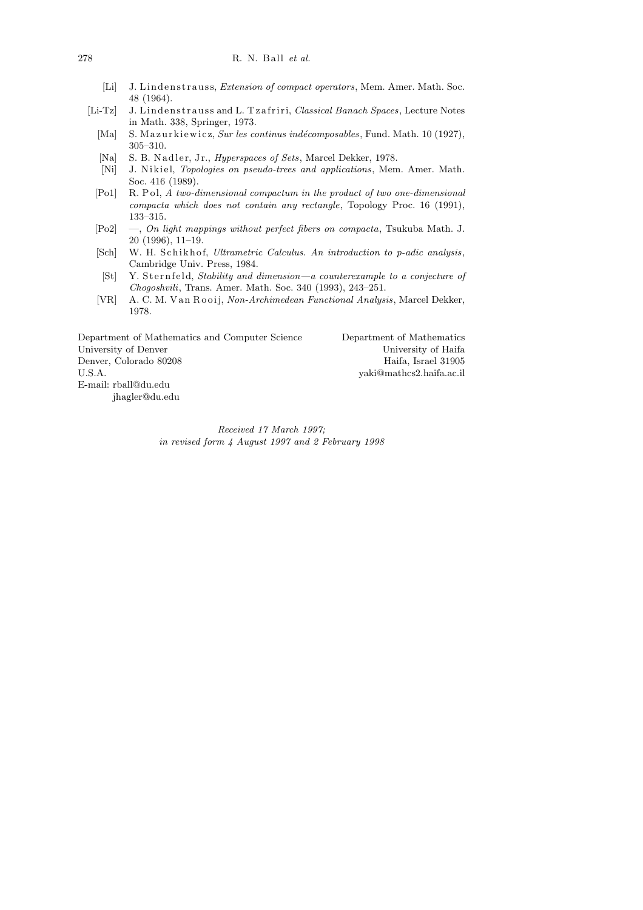- [Li] J. Lindenstrauss, *Extension of compact operators*, Mem. Amer. Math. Soc. 48 (1964).
- [Li-Tz] J. Lindenstrauss and L. Tzafriri, *Classical Banach Spaces*, Lecture Notes in Math. 338, Springer, 1973.
- [Ma] S. Mazurkiewicz, *Sur les continus indécomposables*, Fund. Math. 10 (1927), 305–310.
- [Na] S. B. Nadler, Jr., *Hyperspaces of Sets*, Marcel Dekker, 1978.
- [Ni] J. Nikiel, *Topologies on pseudo-trees and applications*, Mem. Amer. Math. Soc. 416 (1989).
- [Po1] R. Pol, *A two-dimensional compactum in the product of two one-dimensional compacta which does not contain any rectangle*, Topology Proc. 16 (1991), 133–315.
- [Po2] —, *On light mappings without perfect fibers on compacta*, Tsukuba Math. J. 20 (1996), 11–19.
- [Sch] W. H. Schikhof, *Ultrametric Calculus. An introduction to p-adic analysis*, Cambridge Univ. Press, 1984.
- [St] Y. Sternfeld, *Stability and dimension—a counterexample to a conjecture of Chogoshvili*, Trans. Amer. Math. Soc. 340 (1993), 243–251.
- [VR] A. C. M. Van Rooij, *Non-Archimedean Functional Analysis*, Marcel Dekker, 1978.

Department of Mathematics and Computer Science
University of Denver
Denver, Colorado 80208
U.S.A.
E-mail: rball@du.edu
jhagler@du.edu

Department of Mathematics
University of Haifa
Haifa, Israel 31905
yaki@mathcs2.haifa.ac.il

*Received 17 March 1997;*
*in revised form 4 August 1997 and 2 February 1998*